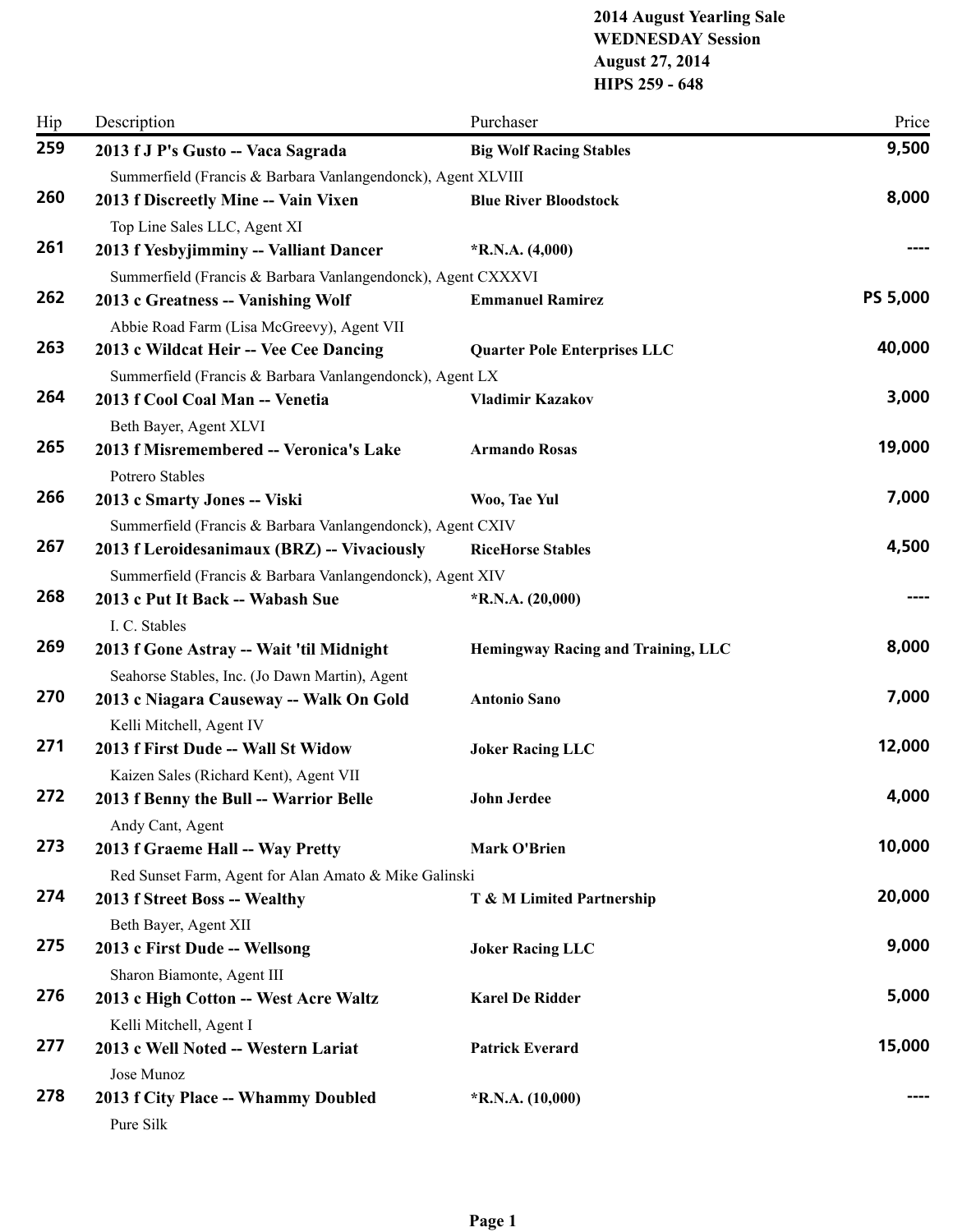**2014 August Yearling Sale**
**WEDNESDAY Session**
**August 27, 2014**
**HIPS 259 - 648**

| Hip | Description | Purchaser | Price |
|---|---|---|---|
| **259** | **2013 f J P's Gusto -- Vaca Sagrada**<br>Summerfield (Francis & Barbara Vanlangendonck), Agent XLVIII | **Big Wolf Racing Stables** | **9,500** |
| **260** | **2013 f Discreetly Mine -- Vain Vixen**<br>Top Line Sales LLC, Agent XI | **Blue River Bloodstock** | **8,000** |
| **261** | **2013 f Yesbyjimminy -- Valliant Dancer**<br>Summerfield (Francis & Barbara Vanlangendonck), Agent CXXXVI | ***R.N.A. (4,000)** | **----** |
| **262** | **2013 c Greatness -- Vanishing Wolf**<br>Abbie Road Farm (Lisa McGreevy), Agent VII | **Emmanuel Ramirez** | **PS 5,000** |
| **263** | **2013 c Wildcat Heir -- Vee Cee Dancing**<br>Summerfield (Francis & Barbara Vanlangendonck), Agent LX | **Quarter Pole Enterprises LLC** | **40,000** |
| **264** | **2013 f Cool Coal Man -- Venetia**<br>Beth Bayer, Agent XLVI | **Vladimir Kazakov** | **3,000** |
| **265** | **2013 f Misremembered -- Veronica's Lake**<br>Potrero Stables | **Armando Rosas** | **19,000** |
| **266** | **2013 c Smarty Jones -- Viski**<br>Summerfield (Francis & Barbara Vanlangendonck), Agent CXIV | **Woo, Tae Yul** | **7,000** |
| **267** | **2013 f Leroidesanimaux (BRZ) -- Vivaciously**<br>Summerfield (Francis & Barbara Vanlangendonck), Agent XIV | **RiceHorse Stables** | **4,500** |
| **268** | **2013 c Put It Back -- Wabash Sue**<br>I. C. Stables | ***R.N.A. (20,000)** | **----** |
| **269** | **2013 f Gone Astray -- Wait 'til Midnight**<br>Seahorse Stables, Inc. (Jo Dawn Martin), Agent | **Hemingway Racing and Training, LLC** | **8,000** |
| **270** | **2013 c Niagara Causeway -- Walk On Gold**<br>Kelli Mitchell, Agent IV | **Antonio Sano** | **7,000** |
| **271** | **2013 f First Dude -- Wall St Widow**<br>Kaizen Sales (Richard Kent), Agent VII | **Joker Racing LLC** | **12,000** |
| **272** | **2013 f Benny the Bull -- Warrior Belle**<br>Andy Cant, Agent | **John Jerdee** | **4,000** |
| **273** | **2013 f Graeme Hall -- Way Pretty**<br>Red Sunset Farm, Agent for Alan Amato & Mike Galinski | **Mark O'Brien** | **10,000** |
| **274** | **2013 f Street Boss -- Wealthy**<br>Beth Bayer, Agent XII | **T & M Limited Partnership** | **20,000** |
| **275** | **2013 c First Dude -- Wellsong**<br>Sharon Biamonte, Agent III | **Joker Racing LLC** | **9,000** |
| **276** | **2013 c High Cotton -- West Acre Waltz**<br>Kelli Mitchell, Agent I | **Karel De Ridder** | **5,000** |
| **277** | **2013 c Well Noted -- Western Lariat**<br>Jose Munoz | **Patrick Everard** | **15,000** |
| **278** | **2013 f City Place -- Whammy Doubled**<br>Pure Silk | ***R.N.A. (10,000)** | **----** |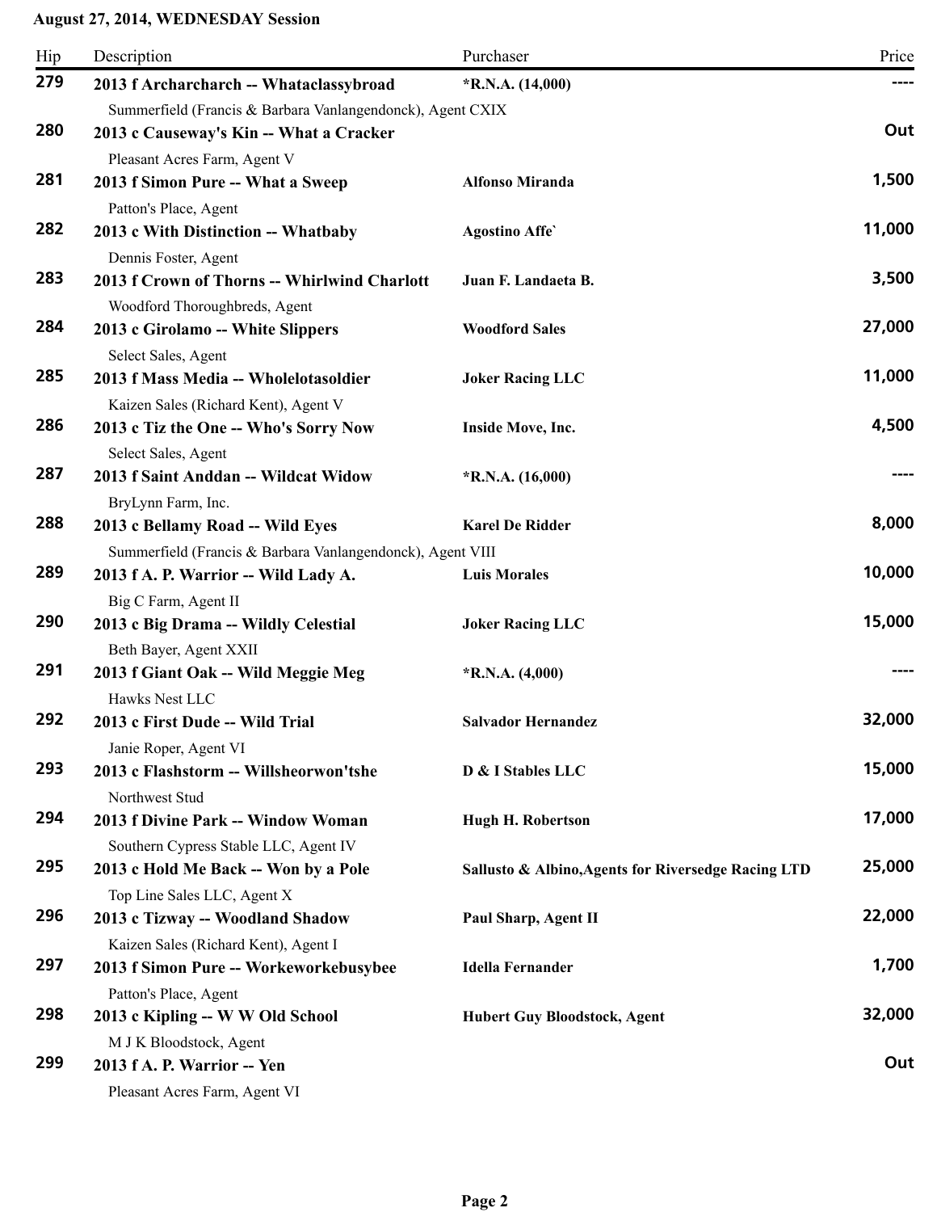**August 27, 2014, WEDNESDAY Session**

| Hip | Description | Purchaser | Price |
|---|---|---|---|
| 279 | **2013 f Archarcharch -- Whataclassybroad**<br>Summerfield (Francis & Barbara Vanlangendonck), Agent CXIX | *R.N.A. (14,000) | ---- |
| 280 | **2013 c Causeway's Kin -- What a Cracker**<br>Pleasant Acres Farm, Agent V | | Out |
| 281 | **2013 f Simon Pure -- What a Sweep**<br>Patton's Place, Agent | Alfonso Miranda | 1,500 |
| 282 | **2013 c With Distinction -- Whatbaby**<br>Dennis Foster, Agent | Agostino Affe` | 11,000 |
| 283 | **2013 f Crown of Thorns -- Whirlwind Charlott**<br>Woodford Thoroughbreds, Agent | Juan F. Landaeta B. | 3,500 |
| 284 | **2013 c Girolamo -- White Slippers**<br>Select Sales, Agent | Woodford Sales | 27,000 |
| 285 | **2013 f Mass Media -- Wholelotasoldier**<br>Kaizen Sales (Richard Kent), Agent V | Joker Racing LLC | 11,000 |
| 286 | **2013 c Tiz the One -- Who's Sorry Now**<br>Select Sales, Agent | Inside Move, Inc. | 4,500 |
| 287 | **2013 f Saint Anddan -- Wildcat Widow**<br>BryLynn Farm, Inc. | *R.N.A. (16,000) | ---- |
| 288 | **2013 c Bellamy Road -- Wild Eyes**<br>Summerfield (Francis & Barbara Vanlangendonck), Agent VIII | Karel De Ridder | 8,000 |
| 289 | **2013 f A. P. Warrior -- Wild Lady A.**<br>Big C Farm, Agent II | Luis Morales | 10,000 |
| 290 | **2013 c Big Drama -- Wildly Celestial**<br>Beth Bayer, Agent XXII | Joker Racing LLC | 15,000 |
| 291 | **2013 f Giant Oak -- Wild Meggie Meg**<br>Hawks Nest LLC | *R.N.A. (4,000) | ---- |
| 292 | **2013 c First Dude -- Wild Trial**<br>Janie Roper, Agent VI | Salvador Hernandez | 32,000 |
| 293 | **2013 c Flashstorm -- Willsheorwon'tshe**<br>Northwest Stud | D & I Stables LLC | 15,000 |
| 294 | **2013 f Divine Park -- Window Woman**<br>Southern Cypress Stable LLC, Agent IV | Hugh H. Robertson | 17,000 |
| 295 | **2013 c Hold Me Back -- Won by a Pole**<br>Top Line Sales LLC, Agent X | Sallusto & Albino,Agents for Riversedge Racing LTD | 25,000 |
| 296 | **2013 c Tizway -- Woodland Shadow**<br>Kaizen Sales (Richard Kent), Agent I | Paul Sharp, Agent II | 22,000 |
| 297 | **2013 f Simon Pure -- Workeworkebusybee**<br>Patton's Place, Agent | Idella Fernander | 1,700 |
| 298 | **2013 c Kipling -- W W Old School**<br>M J K Bloodstock, Agent | Hubert Guy Bloodstock, Agent | 32,000 |
| 299 | **2013 f A. P. Warrior -- Yen**<br>Pleasant Acres Farm, Agent VI | | Out |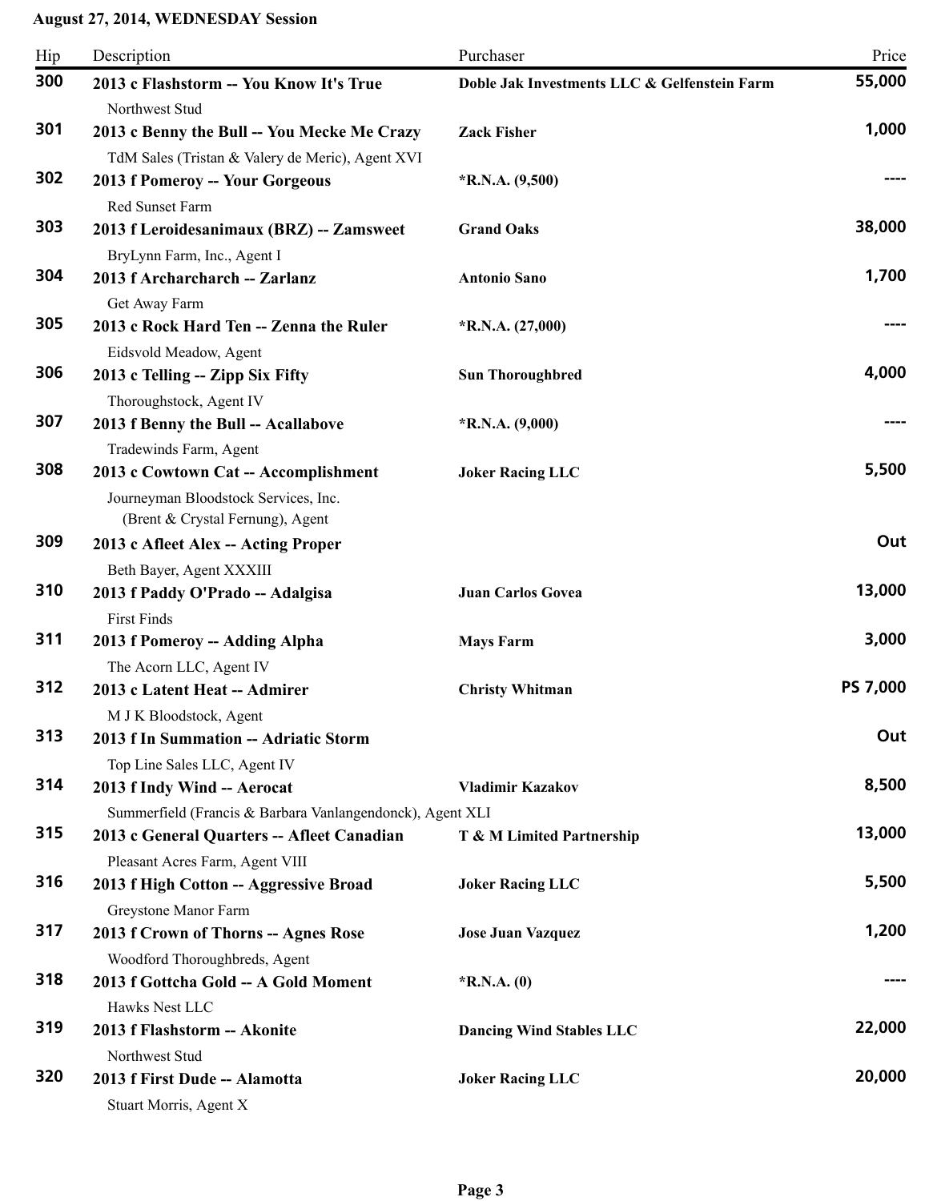**August 27, 2014, WEDNESDAY Session**

| Hip | Description | Purchaser | Price |
|---|---|---|---|
| **300** | **2013 c Flashstorm -- You Know It's True**<br>Northwest Stud | **Doble Jak Investments LLC & Gelfenstein Farm** | **55,000** |
| **301** | **2013 c Benny the Bull -- You Mecke Me Crazy**<br>TdM Sales (Tristan & Valery de Meric), Agent XVI | **Zack Fisher** | **1,000** |
| **302** | **2013 f Pomeroy -- Your Gorgeous**<br>Red Sunset Farm | ***R.N.A. (9,500)** | **----** |
| **303** | **2013 f Leroidesanimaux (BRZ) -- Zamsweet**<br>BryLynn Farm, Inc., Agent I | **Grand Oaks** | **38,000** |
| **304** | **2013 f Archarcharch -- Zarlanz**<br>Get Away Farm | **Antonio Sano** | **1,700** |
| **305** | **2013 c Rock Hard Ten -- Zenna the Ruler**<br>Eidsvold Meadow, Agent | ***R.N.A. (27,000)** | **----** |
| **306** | **2013 c Telling -- Zipp Six Fifty**<br>Thoroughstock, Agent IV | **Sun Thoroughbred** | **4,000** |
| **307** | **2013 f Benny the Bull -- Acallabove**<br>Tradewinds Farm, Agent | ***R.N.A. (9,000)** | **----** |
| **308** | **2013 c Cowtown Cat -- Accomplishment**<br>Journeyman Bloodstock Services, Inc. (Brent & Crystal Fernung), Agent | **Joker Racing LLC** | **5,500** |
| **309** | **2013 c Afleet Alex -- Acting Proper**<br>Beth Bayer, Agent XXXIII | | **Out** |
| **310** | **2013 f Paddy O'Prado -- Adalgisa**<br>First Finds | **Juan Carlos Govea** | **13,000** |
| **311** | **2013 f Pomeroy -- Adding Alpha**<br>The Acorn LLC, Agent IV | **Mays Farm** | **3,000** |
| **312** | **2013 c Latent Heat -- Admirer**<br>M J K Bloodstock, Agent | **Christy Whitman** | **PS 7,000** |
| **313** | **2013 f In Summation -- Adriatic Storm**<br>Top Line Sales LLC, Agent IV | | **Out** |
| **314** | **2013 f Indy Wind -- Aerocat**<br>Summerfield (Francis & Barbara Vanlangendonck), Agent XLI | **Vladimir Kazakov** | **8,500** |
| **315** | **2013 c General Quarters -- Afleet Canadian**<br>Pleasant Acres Farm, Agent VIII | **T & M Limited Partnership** | **13,000** |
| **316** | **2013 f High Cotton -- Aggressive Broad**<br>Greystone Manor Farm | **Joker Racing LLC** | **5,500** |
| **317** | **2013 f Crown of Thorns -- Agnes Rose**<br>Woodford Thoroughbreds, Agent | **Jose Juan Vazquez** | **1,200** |
| **318** | **2013 f Gottcha Gold -- A Gold Moment**<br>Hawks Nest LLC | ***R.N.A. (0)** | **----** |
| **319** | **2013 f Flashstorm -- Akonite**<br>Northwest Stud | **Dancing Wind Stables LLC** | **22,000** |
| **320** | **2013 f First Dude -- Alamotta**<br>Stuart Morris, Agent X | **Joker Racing LLC** | **20,000** |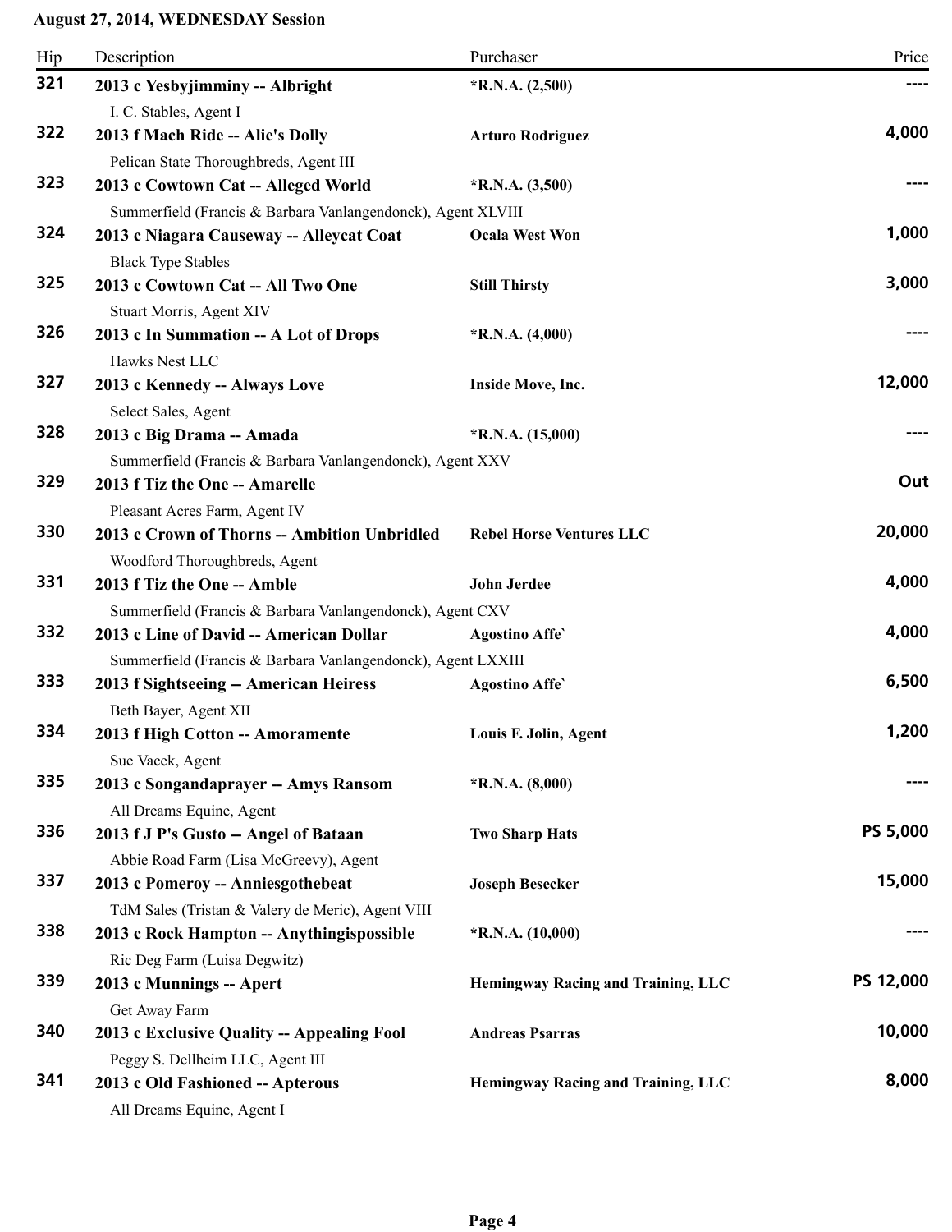**August 27, 2014, WEDNESDAY Session**

| Hip | Description | Purchaser | Price |
|---|---|---|---|
| 321 | **2013 c Yesbyjimminy -- Albright**<br>I. C. Stables, Agent I | *R.N.A. (2,500) | ---- |
| 322 | **2013 f Mach Ride -- Alie's Dolly**<br>Pelican State Thoroughbreds, Agent III | Arturo Rodriguez | 4,000 |
| 323 | **2013 c Cowtown Cat -- Alleged World**<br>Summerfield (Francis & Barbara Vanlangendonck), Agent XLVIII | *R.N.A. (3,500) | ---- |
| 324 | **2013 c Niagara Causeway -- Alleycat Coat**<br>Black Type Stables | Ocala West Won | 1,000 |
| 325 | **2013 c Cowtown Cat -- All Two One**<br>Stuart Morris, Agent XIV | Still Thirsty | 3,000 |
| 326 | **2013 c In Summation -- A Lot of Drops**<br>Hawks Nest LLC | *R.N.A. (4,000) | ---- |
| 327 | **2013 c Kennedy -- Always Love**<br>Select Sales, Agent | Inside Move, Inc. | 12,000 |
| 328 | **2013 c Big Drama -- Amada**<br>Summerfield (Francis & Barbara Vanlangendonck), Agent XXV | *R.N.A. (15,000) | ---- |
| 329 | **2013 f Tiz the One -- Amarelle**<br>Pleasant Acres Farm, Agent IV | | Out |
| 330 | **2013 c Crown of Thorns -- Ambition Unbridled**<br>Woodford Thoroughbreds, Agent | Rebel Horse Ventures LLC | 20,000 |
| 331 | **2013 f Tiz the One -- Amble**<br>Summerfield (Francis & Barbara Vanlangendonck), Agent CXV | John Jerdee | 4,000 |
| 332 | **2013 c Line of David -- American Dollar**<br>Summerfield (Francis & Barbara Vanlangendonck), Agent LXXIII | Agostino Affe` | 4,000 |
| 333 | **2013 f Sightseeing -- American Heiress**<br>Beth Bayer, Agent XII | Agostino Affe` | 6,500 |
| 334 | **2013 f High Cotton -- Amoramente**<br>Sue Vacek, Agent | Louis F. Jolin, Agent | 1,200 |
| 335 | **2013 c Songandaprayer -- Amys Ransom**<br>All Dreams Equine, Agent | *R.N.A. (8,000) | ---- |
| 336 | **2013 f J P's Gusto -- Angel of Bataan**<br>Abbie Road Farm (Lisa McGreevy), Agent | Two Sharp Hats | PS 5,000 |
| 337 | **2013 c Pomeroy -- Anniesgothebeat**<br>TdM Sales (Tristan & Valery de Meric), Agent VIII | Joseph Besecker | 15,000 |
| 338 | **2013 c Rock Hampton -- Anythingispossible**<br>Ric Deg Farm (Luisa Degwitz) | *R.N.A. (10,000) | ---- |
| 339 | **2013 c Munnings -- Apert**<br>Get Away Farm | Hemingway Racing and Training, LLC | PS 12,000 |
| 340 | **2013 c Exclusive Quality -- Appealing Fool**<br>Peggy S. Dellheim LLC, Agent III | Andreas Psarras | 10,000 |
| 341 | **2013 c Old Fashioned -- Apterous**<br>All Dreams Equine, Agent I | Hemingway Racing and Training, LLC | 8,000 |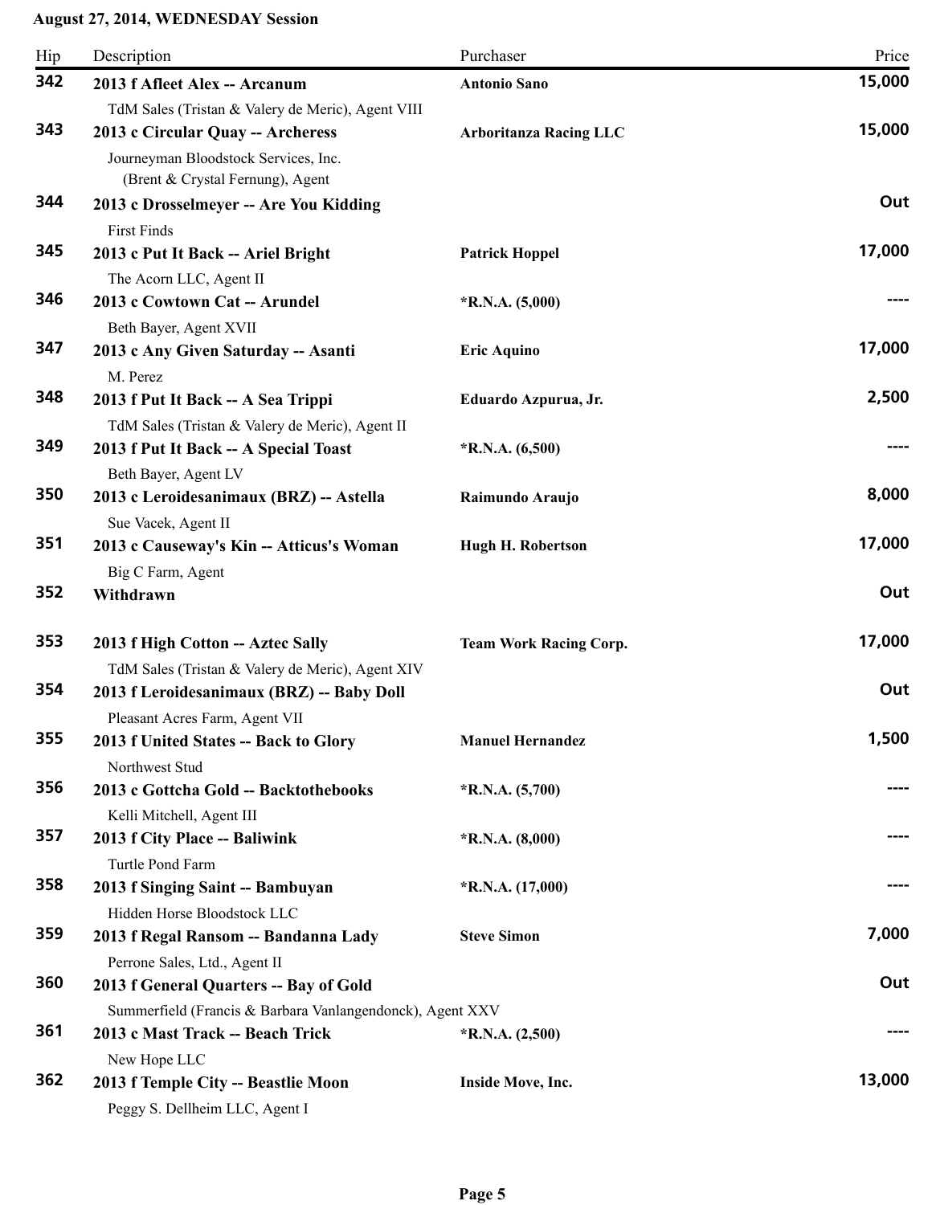**August 27, 2014, WEDNESDAY Session**

| Hip | Description | Purchaser | Price |
|---|---|---|---|
| 342 | **2013 f Afleet Alex -- Arcanum**<br>TdM Sales (Tristan & Valery de Meric), Agent VIII | **Antonio Sano** | **15,000** |
| 343 | **2013 c Circular Quay -- Archeress**<br>Journeyman Bloodstock Services, Inc. (Brent & Crystal Fernung), Agent | **Arboritanza Racing LLC** | **15,000** |
| 344 | **2013 c Drosselmeyer -- Are You Kidding**<br>First Finds | | **Out** |
| 345 | **2013 c Put It Back -- Ariel Bright**<br>The Acorn LLC, Agent II | **Patrick Hoppel** | **17,000** |
| 346 | **2013 c Cowtown Cat -- Arundel**<br>Beth Bayer, Agent XVII | ***R.N.A. (5,000)** | **----** |
| 347 | **2013 c Any Given Saturday -- Asanti**<br>M. Perez | **Eric Aquino** | **17,000** |
| 348 | **2013 f Put It Back -- A Sea Trippi**<br>TdM Sales (Tristan & Valery de Meric), Agent II | **Eduardo Azpurua, Jr.** | **2,500** |
| 349 | **2013 f Put It Back -- A Special Toast**<br>Beth Bayer, Agent LV | ***R.N.A. (6,500)** | **----** |
| 350 | **2013 c Leroidesanimaux (BRZ) -- Astella**<br>Sue Vacek, Agent II | **Raimundo Araujo** | **8,000** |
| 351 | **2013 c Causeway's Kin -- Atticus's Woman**<br>Big C Farm, Agent | **Hugh H. Robertson** | **17,000** |
| 352 | **Withdrawn** | | **Out** |
| 353 | **2013 f High Cotton -- Aztec Sally**<br>TdM Sales (Tristan & Valery de Meric), Agent XIV | **Team Work Racing Corp.** | **17,000** |
| 354 | **2013 f Leroidesanimaux (BRZ) -- Baby Doll**<br>Pleasant Acres Farm, Agent VII | | **Out** |
| 355 | **2013 f United States -- Back to Glory**<br>Northwest Stud | **Manuel Hernandez** | **1,500** |
| 356 | **2013 c Gottcha Gold -- Backtothebooks**<br>Kelli Mitchell, Agent III | ***R.N.A. (5,700)** | **----** |
| 357 | **2013 f City Place -- Baliwink**<br>Turtle Pond Farm | ***R.N.A. (8,000)** | **----** |
| 358 | **2013 f Singing Saint -- Bambuyan**<br>Hidden Horse Bloodstock LLC | ***R.N.A. (17,000)** | **----** |
| 359 | **2013 f Regal Ransom -- Bandanna Lady**<br>Perrone Sales, Ltd., Agent II | **Steve Simon** | **7,000** |
| 360 | **2013 f General Quarters -- Bay of Gold**<br>Summerfield (Francis & Barbara Vanlangendonck), Agent XXV | | **Out** |
| 361 | **2013 c Mast Track -- Beach Trick**<br>New Hope LLC | ***R.N.A. (2,500)** | **----** |
| 362 | **2013 f Temple City -- Beastlie Moon**<br>Peggy S. Dellheim LLC, Agent I | **Inside Move, Inc.** | **13,000** |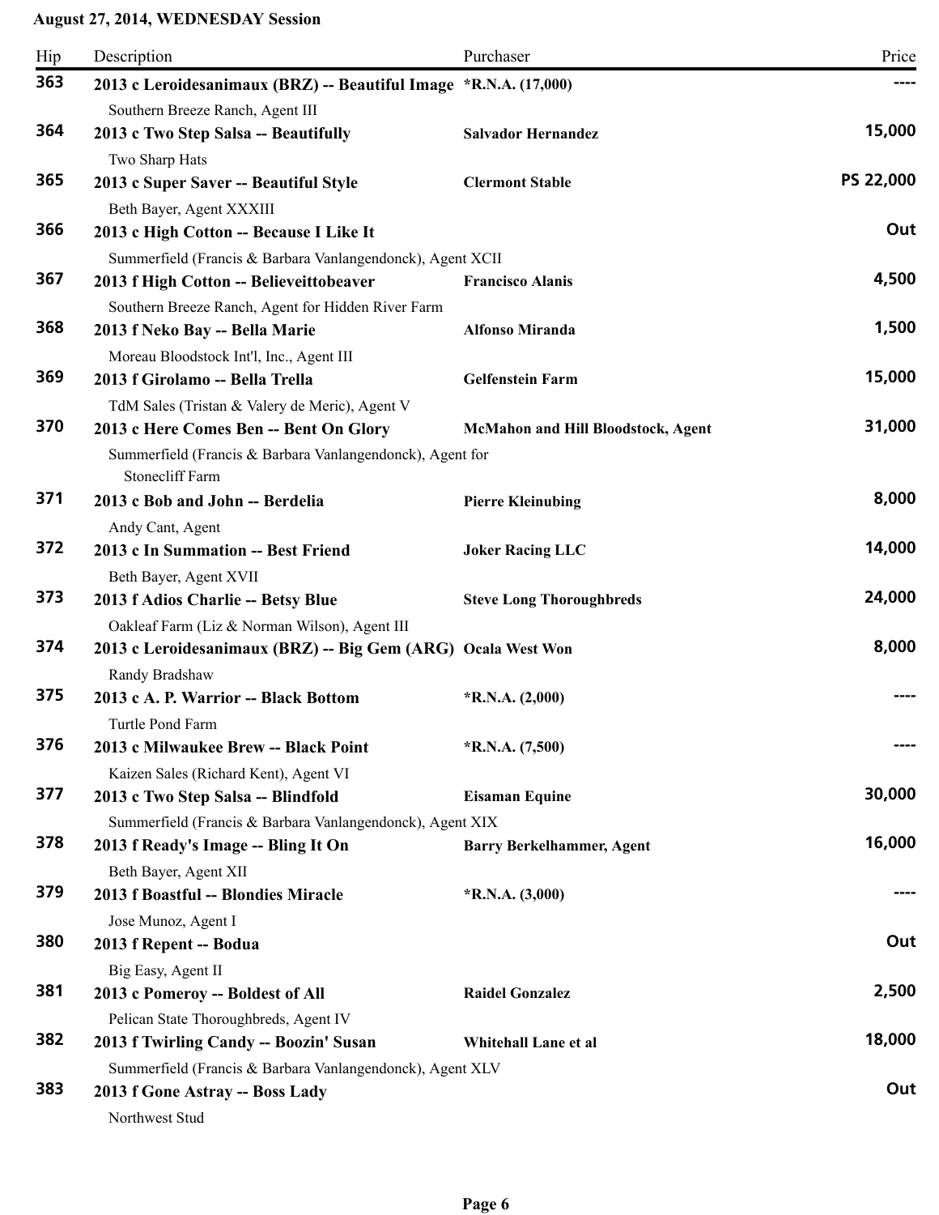**August 27, 2014, WEDNESDAY Session**

| Hip | Description | Purchaser | Price |
|---|---|---|---|
| **363** | **2013 c Leroidesanimaux (BRZ) -- Beautiful Image**<br>Southern Breeze Ranch, Agent III | **\*R.N.A. (17,000)** | **----** |
| **364** | **2013 c Two Step Salsa -- Beautifully**<br>Two Sharp Hats | **Salvador Hernandez** | **15,000** |
| **365** | **2013 c Super Saver -- Beautiful Style**<br>Beth Bayer, Agent XXXIII | **Clermont Stable** | **PS 22,000** |
| **366** | **2013 c High Cotton -- Because I Like It**<br>Summerfield (Francis & Barbara Vanlangendonck), Agent XCII | | **Out** |
| **367** | **2013 f High Cotton -- Believeittobeaver**<br>Southern Breeze Ranch, Agent for Hidden River Farm | **Francisco Alanis** | **4,500** |
| **368** | **2013 f Neko Bay -- Bella Marie**<br>Moreau Bloodstock Int'l, Inc., Agent III | **Alfonso Miranda** | **1,500** |
| **369** | **2013 f Girolamo -- Bella Trella**<br>TdM Sales (Tristan & Valery de Meric), Agent V | **Gelfenstein Farm** | **15,000** |
| **370** | **2013 c Here Comes Ben -- Bent On Glory**<br>Summerfield (Francis & Barbara Vanlangendonck), Agent for Stonecliff Farm | **McMahon and Hill Bloodstock, Agent** | **31,000** |
| **371** | **2013 c Bob and John -- Berdelia**<br>Andy Cant, Agent | **Pierre Kleinubing** | **8,000** |
| **372** | **2013 c In Summation -- Best Friend**<br>Beth Bayer, Agent XVII | **Joker Racing LLC** | **14,000** |
| **373** | **2013 f Adios Charlie -- Betsy Blue**<br>Oakleaf Farm (Liz & Norman Wilson), Agent III | **Steve Long Thoroughbreds** | **24,000** |
| **374** | **2013 c Leroidesanimaux (BRZ) -- Big Gem (ARG)**<br>Randy Bradshaw | **Ocala West Won** | **8,000** |
| **375** | **2013 c A. P. Warrior -- Black Bottom**<br>Turtle Pond Farm | **\*R.N.A. (2,000)** | **----** |
| **376** | **2013 c Milwaukee Brew -- Black Point**<br>Kaizen Sales (Richard Kent), Agent VI | **\*R.N.A. (7,500)** | **----** |
| **377** | **2013 c Two Step Salsa -- Blindfold**<br>Summerfield (Francis & Barbara Vanlangendonck), Agent XIX | **Eisaman Equine** | **30,000** |
| **378** | **2013 f Ready's Image -- Bling It On**<br>Beth Bayer, Agent XII | **Barry Berkelhammer, Agent** | **16,000** |
| **379** | **2013 f Boastful -- Blondies Miracle**<br>Jose Munoz, Agent I | **\*R.N.A. (3,000)** | **----** |
| **380** | **2013 f Repent -- Bodua**<br>Big Easy, Agent II | | **Out** |
| **381** | **2013 c Pomeroy -- Boldest of All**<br>Pelican State Thoroughbreds, Agent IV | **Raidel Gonzalez** | **2,500** |
| **382** | **2013 f Twirling Candy -- Boozin' Susan**<br>Summerfield (Francis & Barbara Vanlangendonck), Agent XLV | **Whitehall Lane et al** | **18,000** |
| **383** | **2013 f Gone Astray -- Boss Lady**<br>Northwest Stud | | **Out** |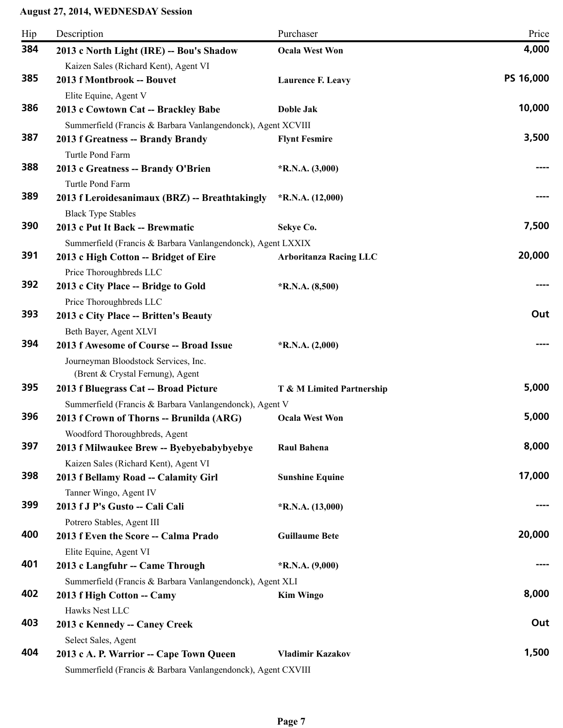**August 27, 2014, WEDNESDAY Session**

| Hip | Description | Purchaser | Price |
|---|---|---|---|
| **384** | **2013 c North Light (IRE) -- Bou's Shadow**<br>Kaizen Sales (Richard Kent), Agent VI | **Ocala West Won** | **4,000** |
| **385** | **2013 f Montbrook -- Bouvet**<br>Elite Equine, Agent V | **Laurence F. Leavy** | **PS 16,000** |
| **386** | **2013 c Cowtown Cat -- Brackley Babe**<br>Summerfield (Francis & Barbara Vanlangendonck), Agent XCVIII | **Doble Jak** | **10,000** |
| **387** | **2013 f Greatness -- Brandy Brandy**<br>Turtle Pond Farm | **Flynt Fesmire** | **3,500** |
| **388** | **2013 c Greatness -- Brandy O'Brien**<br>Turtle Pond Farm | ***R.N.A. (3,000)** | **----** |
| **389** | **2013 f Leroidesanimaux (BRZ) -- Breathtakingly**<br>Black Type Stables | ***R.N.A. (12,000)** | **----** |
| **390** | **2013 c Put It Back -- Brewmatic**<br>Summerfield (Francis & Barbara Vanlangendonck), Agent LXXIX | **Sekye Co.** | **7,500** |
| **391** | **2013 c High Cotton -- Bridget of Eire**<br>Price Thoroughbreds LLC | **Arboritanza Racing LLC** | **20,000** |
| **392** | **2013 c City Place -- Bridge to Gold**<br>Price Thoroughbreds LLC | ***R.N.A. (8,500)** | **----** |
| **393** | **2013 c City Place -- Britten's Beauty**<br>Beth Bayer, Agent XLVI | | **Out** |
| **394** | **2013 f Awesome of Course -- Broad Issue**<br>Journeyman Bloodstock Services, Inc. (Brent & Crystal Fernung), Agent | ***R.N.A. (2,000)** | **----** |
| **395** | **2013 f Bluegrass Cat -- Broad Picture**<br>Summerfield (Francis & Barbara Vanlangendonck), Agent V | **T & M Limited Partnership** | **5,000** |
| **396** | **2013 f Crown of Thorns -- Brunilda (ARG)**<br>Woodford Thoroughbreds, Agent | **Ocala West Won** | **5,000** |
| **397** | **2013 f Milwaukee Brew -- Byebyebabybyebye**<br>Kaizen Sales (Richard Kent), Agent VI | **Raul Bahena** | **8,000** |
| **398** | **2013 f Bellamy Road -- Calamity Girl**<br>Tanner Wingo, Agent IV | **Sunshine Equine** | **17,000** |
| **399** | **2013 f J P's Gusto -- Cali Cali**<br>Potrero Stables, Agent III | ***R.N.A. (13,000)** | **----** |
| **400** | **2013 f Even the Score -- Calma Prado**<br>Elite Equine, Agent VI | **Guillaume Bete** | **20,000** |
| **401** | **2013 c Langfuhr -- Came Through**<br>Summerfield (Francis & Barbara Vanlangendonck), Agent XLI | ***R.N.A. (9,000)** | **----** |
| **402** | **2013 f High Cotton -- Camy**<br>Hawks Nest LLC | **Kim Wingo** | **8,000** |
| **403** | **2013 c Kennedy -- Caney Creek**<br>Select Sales, Agent | | **Out** |
| **404** | **2013 c A. P. Warrior -- Cape Town Queen**<br>Summerfield (Francis & Barbara Vanlangendonck), Agent CXVIII | **Vladimir Kazakov** | **1,500** |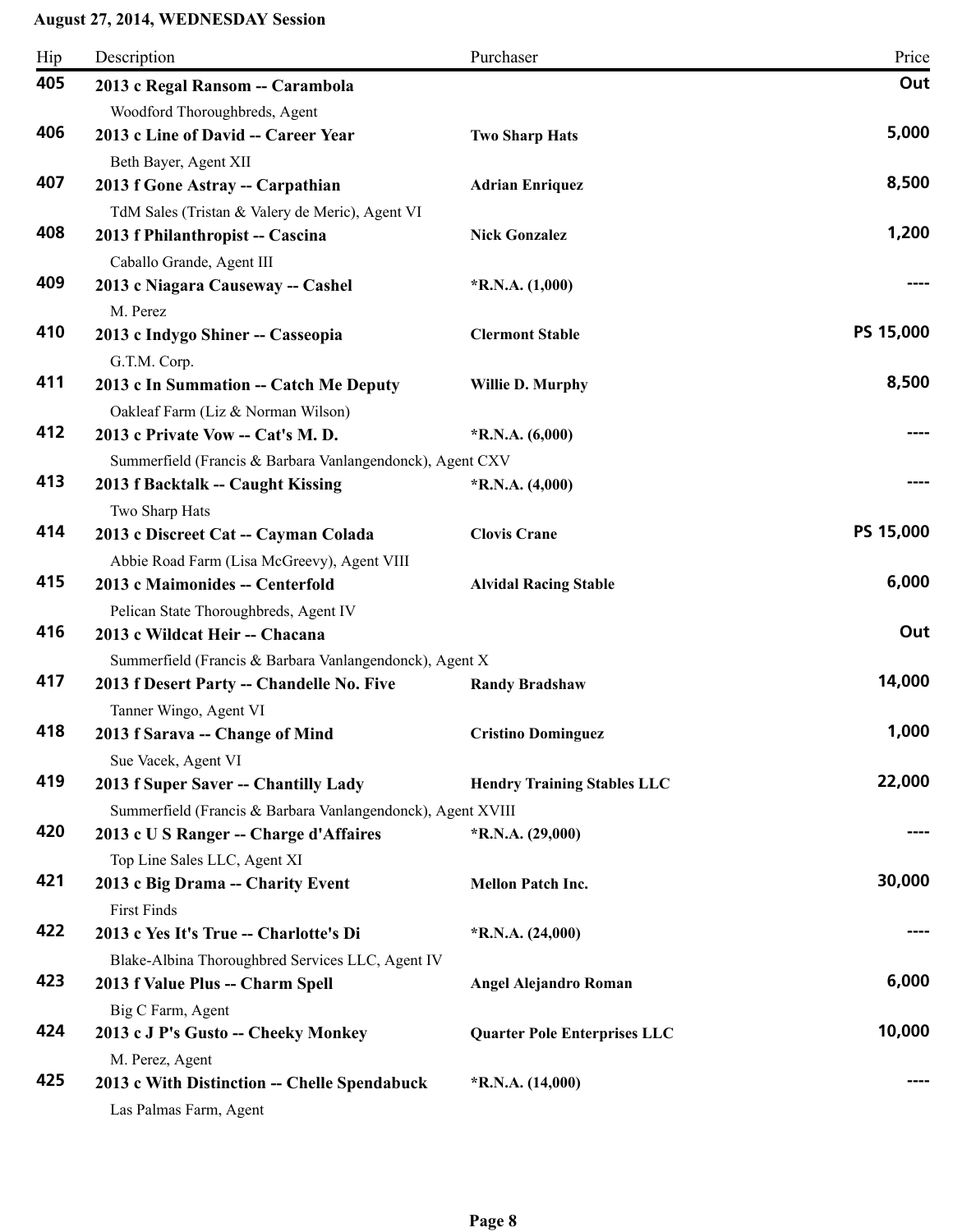**August 27, 2014, WEDNESDAY Session**

| Hip | Description | Purchaser | Price |
|---|---|---|---|
| **405** | **2013 c Regal Ransom -- Carambola**<br>Woodford Thoroughbreds, Agent | | **Out** |
| **406** | **2013 c Line of David -- Career Year**<br>Beth Bayer, Agent XII | **Two Sharp Hats** | **5,000** |
| **407** | **2013 f Gone Astray -- Carpathian**<br>TdM Sales (Tristan & Valery de Meric), Agent VI | **Adrian Enriquez** | **8,500** |
| **408** | **2013 f Philanthropist -- Cascina**<br>Caballo Grande, Agent III | **Nick Gonzalez** | **1,200** |
| **409** | **2013 c Niagara Causeway -- Cashel**<br>M. Perez | **\*R.N.A. (1,000)** | **----** |
| **410** | **2013 c Indygo Shiner -- Casseopia**<br>G.T.M. Corp. | **Clermont Stable** | **PS 15,000** |
| **411** | **2013 c In Summation -- Catch Me Deputy**<br>Oakleaf Farm (Liz & Norman Wilson) | **Willie D. Murphy** | **8,500** |
| **412** | **2013 c Private Vow -- Cat's M. D.**<br>Summerfield (Francis & Barbara Vanlangendonck), Agent CXV | **\*R.N.A. (6,000)** | **----** |
| **413** | **2013 f Backtalk -- Caught Kissing**<br>Two Sharp Hats | **\*R.N.A. (4,000)** | **----** |
| **414** | **2013 c Discreet Cat -- Cayman Colada**<br>Abbie Road Farm (Lisa McGreevy), Agent VIII | **Clovis Crane** | **PS 15,000** |
| **415** | **2013 c Maimonides -- Centerfold**<br>Pelican State Thoroughbreds, Agent IV | **Alvidal Racing Stable** | **6,000** |
| **416** | **2013 c Wildcat Heir -- Chacana**<br>Summerfield (Francis & Barbara Vanlangendonck), Agent X | | **Out** |
| **417** | **2013 f Desert Party -- Chandelle No. Five**<br>Tanner Wingo, Agent VI | **Randy Bradshaw** | **14,000** |
| **418** | **2013 f Sarava -- Change of Mind**<br>Sue Vacek, Agent VI | **Cristino Dominguez** | **1,000** |
| **419** | **2013 f Super Saver -- Chantilly Lady**<br>Summerfield (Francis & Barbara Vanlangendonck), Agent XVIII | **Hendry Training Stables LLC** | **22,000** |
| **420** | **2013 c U S Ranger -- Charge d'Affaires**<br>Top Line Sales LLC, Agent XI | **\*R.N.A. (29,000)** | **----** |
| **421** | **2013 c Big Drama -- Charity Event**<br>First Finds | **Mellon Patch Inc.** | **30,000** |
| **422** | **2013 c Yes It's True -- Charlotte's Di**<br>Blake-Albina Thoroughbred Services LLC, Agent IV | **\*R.N.A. (24,000)** | **----** |
| **423** | **2013 f Value Plus -- Charm Spell**<br>Big C Farm, Agent | **Angel Alejandro Roman** | **6,000** |
| **424** | **2013 c J P's Gusto -- Cheeky Monkey**<br>M. Perez, Agent | **Quarter Pole Enterprises LLC** | **10,000** |
| **425** | **2013 c With Distinction -- Chelle Spendabuck**<br>Las Palmas Farm, Agent | **\*R.N.A. (14,000)** | **----** |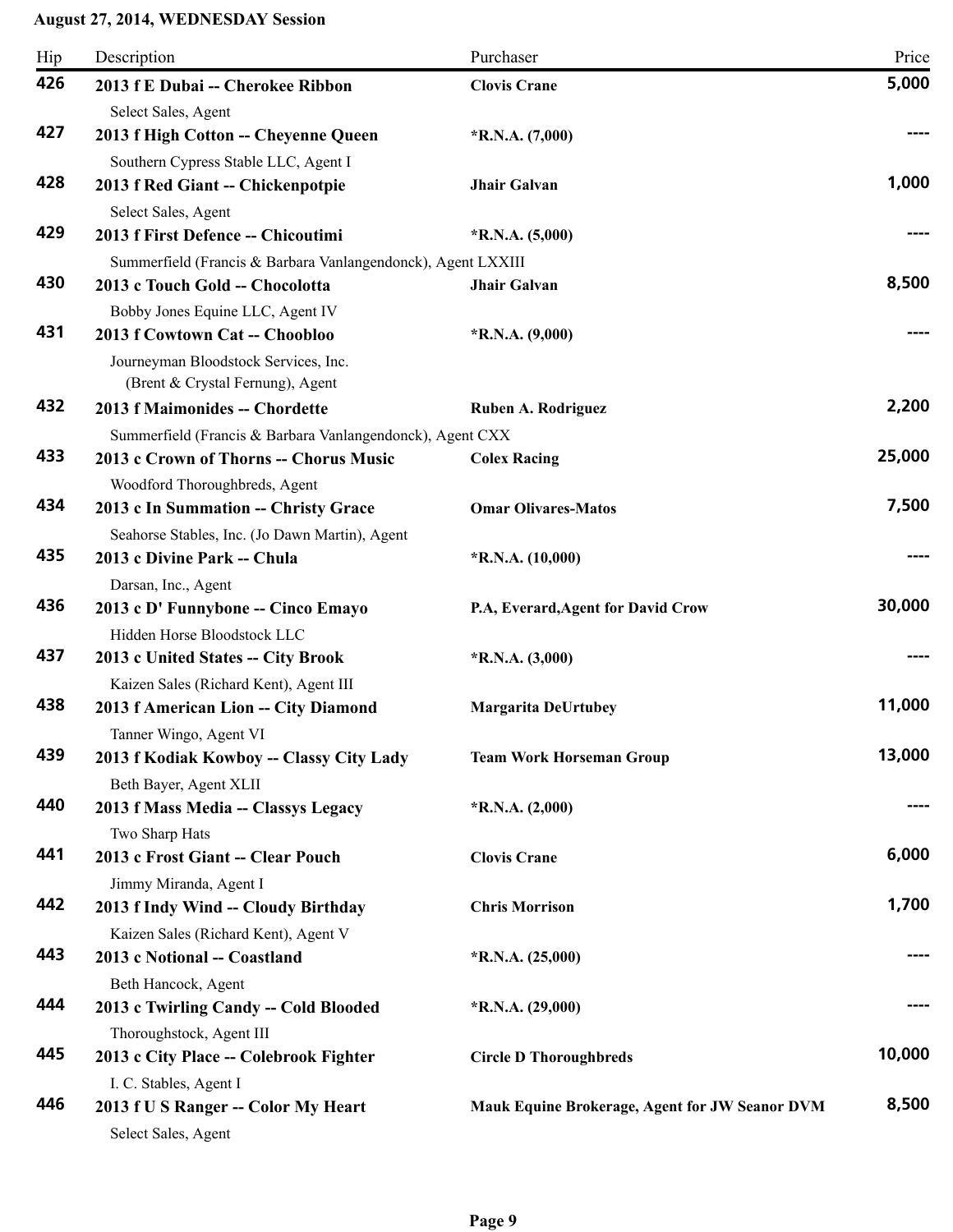**August 27, 2014, WEDNESDAY Session**

| Hip | Description | Purchaser | Price |
|---|---|---|---|
| 426 | **2013 f E Dubai -- Cherokee Ribbon**<br>Select Sales, Agent | **Clovis Crane** | 5,000 |
| 427 | **2013 f High Cotton -- Cheyenne Queen**<br>Southern Cypress Stable LLC, Agent I | ***R.N.A. (7,000)** | ---- |
| 428 | **2013 f Red Giant -- Chickenpotpie**<br>Select Sales, Agent | **Jhair Galvan** | 1,000 |
| 429 | **2013 f First Defence -- Chicoutimi**<br>Summerfield (Francis & Barbara Vanlangendonck), Agent LXXIII | ***R.N.A. (5,000)** | ---- |
| 430 | **2013 c Touch Gold -- Chocolotta**<br>Bobby Jones Equine LLC, Agent IV | **Jhair Galvan** | 8,500 |
| 431 | **2013 f Cowtown Cat -- Choobloo**<br>Journeyman Bloodstock Services, Inc. (Brent & Crystal Fernung), Agent | ***R.N.A. (9,000)** | ---- |
| 432 | **2013 f Maimonides -- Chordette**<br>Summerfield (Francis & Barbara Vanlangendonck), Agent CXX | **Ruben A. Rodriguez** | 2,200 |
| 433 | **2013 c Crown of Thorns -- Chorus Music**<br>Woodford Thoroughbreds, Agent | **Colex Racing** | 25,000 |
| 434 | **2013 c In Summation -- Christy Grace**<br>Seahorse Stables, Inc. (Jo Dawn Martin), Agent | **Omar Olivares-Matos** | 7,500 |
| 435 | **2013 c Divine Park -- Chula**<br>Darsan, Inc., Agent | ***R.N.A. (10,000)** | ---- |
| 436 | **2013 c D' Funnybone -- Cinco Emayo**<br>Hidden Horse Bloodstock LLC | **P.A, Everard,Agent for David Crow** | 30,000 |
| 437 | **2013 c United States -- City Brook**<br>Kaizen Sales (Richard Kent), Agent III | ***R.N.A. (3,000)** | ---- |
| 438 | **2013 f American Lion -- City Diamond**<br>Tanner Wingo, Agent VI | **Margarita DeUrtubey** | 11,000 |
| 439 | **2013 f Kodiak Kowboy -- Classy City Lady**<br>Beth Bayer, Agent XLII | **Team Work Horseman Group** | 13,000 |
| 440 | **2013 f Mass Media -- Classys Legacy**<br>Two Sharp Hats | ***R.N.A. (2,000)** | ---- |
| 441 | **2013 c Frost Giant -- Clear Pouch**<br>Jimmy Miranda, Agent I | **Clovis Crane** | 6,000 |
| 442 | **2013 f Indy Wind -- Cloudy Birthday**<br>Kaizen Sales (Richard Kent), Agent V | **Chris Morrison** | 1,700 |
| 443 | **2013 c Notional -- Coastland**<br>Beth Hancock, Agent | ***R.N.A. (25,000)** | ---- |
| 444 | **2013 c Twirling Candy -- Cold Blooded**<br>Thoroughstock, Agent III | ***R.N.A. (29,000)** | ---- |
| 445 | **2013 c City Place -- Colebrook Fighter**<br>I. C. Stables, Agent I | **Circle D Thoroughbreds** | 10,000 |
| 446 | **2013 f U S Ranger -- Color My Heart**<br>Select Sales, Agent | **Mauk Equine Brokerage, Agent for JW Seanor DVM** | 8,500 |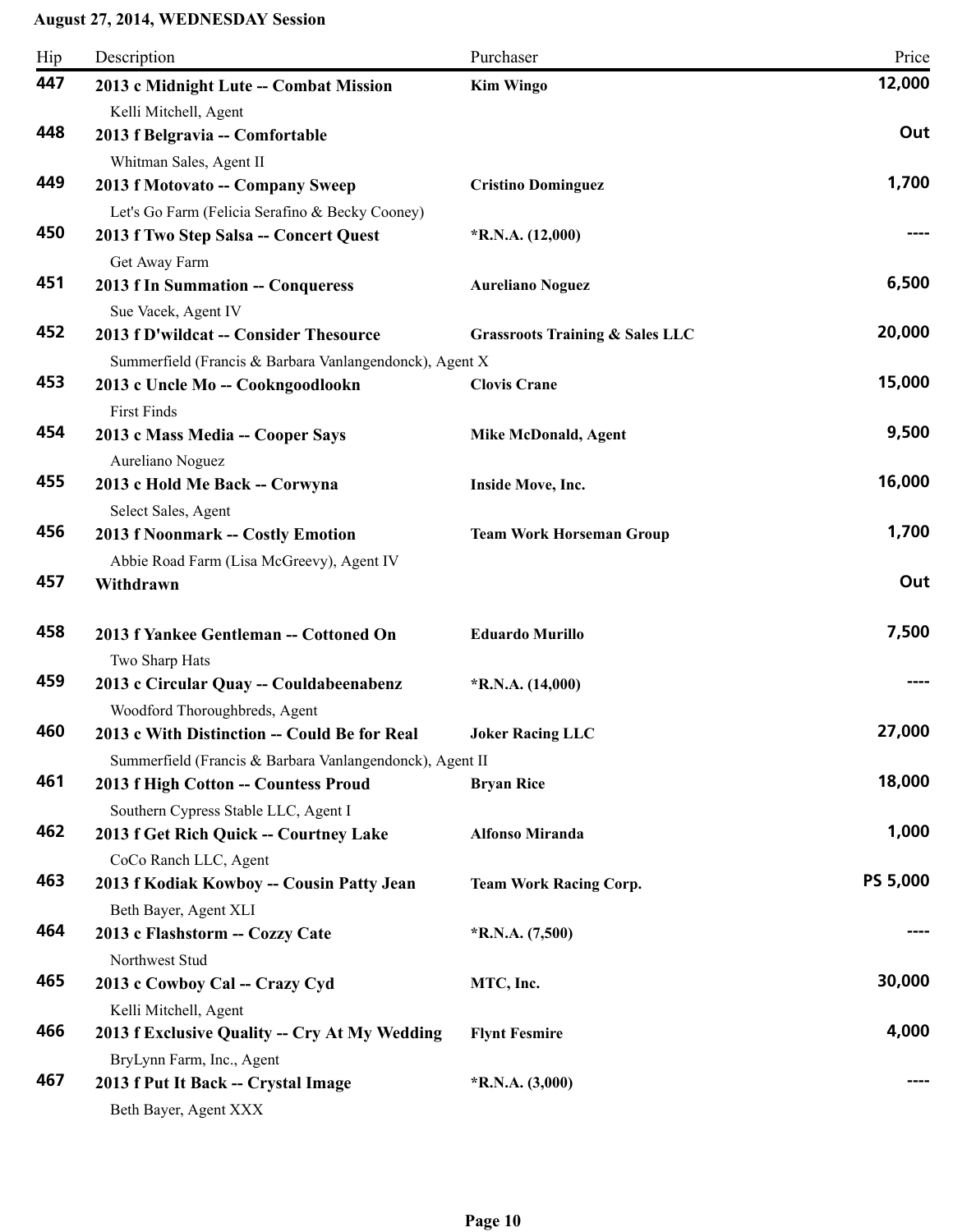**August 27, 2014, WEDNESDAY Session**

| Hip | Description | Purchaser | Price |
|---|---|---|---|
| 447 | **2013 c Midnight Lute -- Combat Mission**<br>Kelli Mitchell, Agent | **Kim Wingo** | **12,000** |
| 448 | **2013 f Belgravia -- Comfortable**<br>Whitman Sales, Agent II | | **Out** |
| 449 | **2013 f Motovato -- Company Sweep**<br>Let's Go Farm (Felicia Serafino & Becky Cooney) | **Cristino Dominguez** | **1,700** |
| 450 | **2013 f Two Step Salsa -- Concert Quest**<br>Get Away Farm | ***R.N.A. (12,000)** | **----** |
| 451 | **2013 f In Summation -- Conqueress**<br>Sue Vacek, Agent IV | **Aureliano Noguez** | **6,500** |
| 452 | **2013 f D'wildcat -- Consider Thesource**<br>Summerfield (Francis & Barbara Vanlangendonck), Agent X | **Grassroots Training & Sales LLC** | **20,000** |
| 453 | **2013 c Uncle Mo -- Cookngoodlookn**<br>First Finds | **Clovis Crane** | **15,000** |
| 454 | **2013 c Mass Media -- Cooper Says**<br>Aureliano Noguez | **Mike McDonald, Agent** | **9,500** |
| 455 | **2013 c Hold Me Back -- Corwyna**<br>Select Sales, Agent | **Inside Move, Inc.** | **16,000** |
| 456 | **2013 f Noonmark -- Costly Emotion**<br>Abbie Road Farm (Lisa McGreevy), Agent IV | **Team Work Horseman Group** | **1,700** |
| 457 | **Withdrawn** | | **Out** |
| 458 | **2013 f Yankee Gentleman -- Cottoned On**<br>Two Sharp Hats | **Eduardo Murillo** | **7,500** |
| 459 | **2013 c Circular Quay -- Couldabeenabenz**<br>Woodford Thoroughbreds, Agent | ***R.N.A. (14,000)** | **----** |
| 460 | **2013 c With Distinction -- Could Be for Real**<br>Summerfield (Francis & Barbara Vanlangendonck), Agent II | **Joker Racing LLC** | **27,000** |
| 461 | **2013 f High Cotton -- Countess Proud**<br>Southern Cypress Stable LLC, Agent I | **Bryan Rice** | **18,000** |
| 462 | **2013 f Get Rich Quick -- Courtney Lake**<br>CoCo Ranch LLC, Agent | **Alfonso Miranda** | **1,000** |
| 463 | **2013 f Kodiak Kowboy -- Cousin Patty Jean**<br>Beth Bayer, Agent XLI | **Team Work Racing Corp.** | **PS 5,000** |
| 464 | **2013 c Flashstorm -- Cozzy Cate**<br>Northwest Stud | ***R.N.A. (7,500)** | **----** |
| 465 | **2013 c Cowboy Cal -- Crazy Cyd**<br>Kelli Mitchell, Agent | **MTC, Inc.** | **30,000** |
| 466 | **2013 f Exclusive Quality -- Cry At My Wedding**<br>BryLynn Farm, Inc., Agent | **Flynt Fesmire** | **4,000** |
| 467 | **2013 f Put It Back -- Crystal Image**<br>Beth Bayer, Agent XXX | ***R.N.A. (3,000)** | **----** |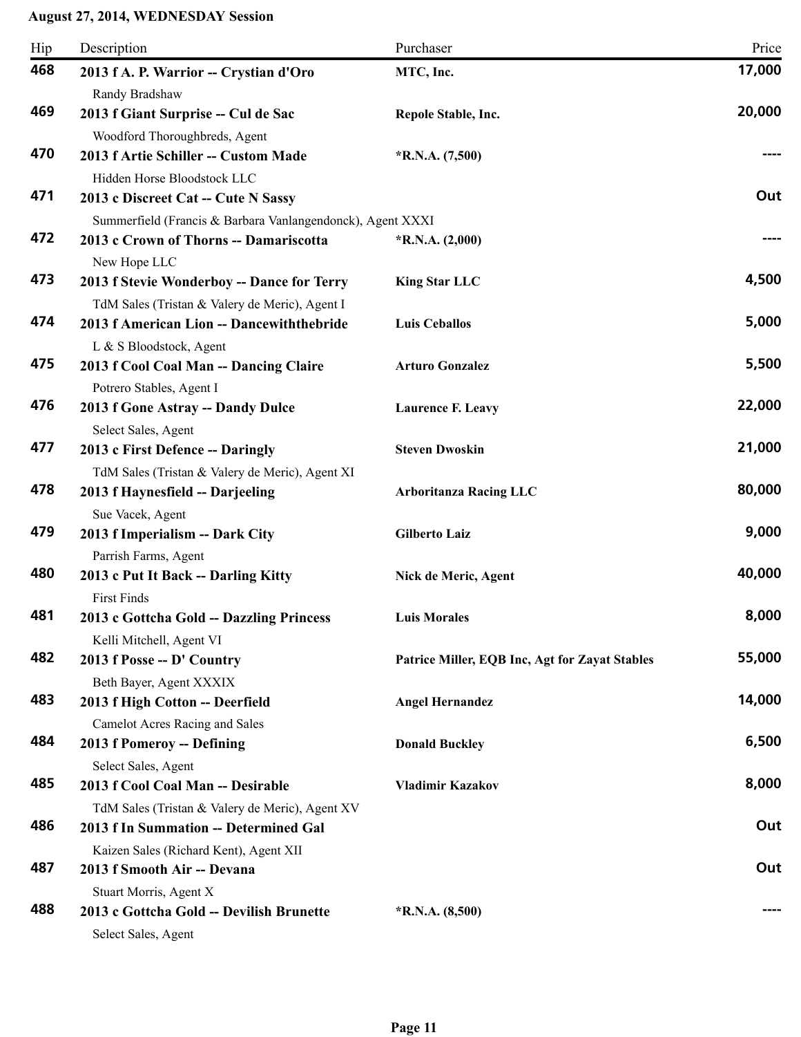**August 27, 2014, WEDNESDAY Session**

| Hip | Description | Purchaser | Price |
|---|---|---|---|
| 468 | **2013 f A. P. Warrior -- Crystian d'Oro**<br>Randy Bradshaw | **MTC, Inc.** | **17,000** |
| 469 | **2013 f Giant Surprise -- Cul de Sac**<br>Woodford Thoroughbreds, Agent | **Repole Stable, Inc.** | **20,000** |
| 470 | **2013 f Artie Schiller -- Custom Made**<br>Hidden Horse Bloodstock LLC | ***R.N.A. (7,500)** | **----** |
| 471 | **2013 c Discreet Cat -- Cute N Sassy**<br>Summerfield (Francis & Barbara Vanlangendonck), Agent XXXI | | **Out** |
| 472 | **2013 c Crown of Thorns -- Damariscotta**<br>New Hope LLC | ***R.N.A. (2,000)** | **----** |
| 473 | **2013 f Stevie Wonderboy -- Dance for Terry**<br>TdM Sales (Tristan & Valery de Meric), Agent I | **King Star LLC** | **4,500** |
| 474 | **2013 f American Lion -- Dancewiththebride**<br>L & S Bloodstock, Agent | **Luis Ceballos** | **5,000** |
| 475 | **2013 f Cool Coal Man -- Dancing Claire**<br>Potrero Stables, Agent I | **Arturo Gonzalez** | **5,500** |
| 476 | **2013 f Gone Astray -- Dandy Dulce**<br>Select Sales, Agent | **Laurence F. Leavy** | **22,000** |
| 477 | **2013 c First Defence -- Daringly**<br>TdM Sales (Tristan & Valery de Meric), Agent XI | **Steven Dwoskin** | **21,000** |
| 478 | **2013 f Haynesfield -- Darjeeling**<br>Sue Vacek, Agent | **Arboritanza Racing LLC** | **80,000** |
| 479 | **2013 f Imperialism -- Dark City**<br>Parrish Farms, Agent | **Gilberto Laiz** | **9,000** |
| 480 | **2013 c Put It Back -- Darling Kitty**<br>First Finds | **Nick de Meric, Agent** | **40,000** |
| 481 | **2013 c Gottcha Gold -- Dazzling Princess**<br>Kelli Mitchell, Agent VI | **Luis Morales** | **8,000** |
| 482 | **2013 f Posse -- D' Country**<br>Beth Bayer, Agent XXXIX | **Patrice Miller, EQB Inc, Agt for Zayat Stables** | **55,000** |
| 483 | **2013 f High Cotton -- Deerfield**<br>Camelot Acres Racing and Sales | **Angel Hernandez** | **14,000** |
| 484 | **2013 f Pomeroy -- Defining**<br>Select Sales, Agent | **Donald Buckley** | **6,500** |
| 485 | **2013 f Cool Coal Man -- Desirable**<br>TdM Sales (Tristan & Valery de Meric), Agent XV | **Vladimir Kazakov** | **8,000** |
| 486 | **2013 f In Summation -- Determined Gal**<br>Kaizen Sales (Richard Kent), Agent XII | | **Out** |
| 487 | **2013 f Smooth Air -- Devana**<br>Stuart Morris, Agent X | | **Out** |
| 488 | **2013 c Gottcha Gold -- Devilish Brunette**<br>Select Sales, Agent | ***R.N.A. (8,500)** | **----** |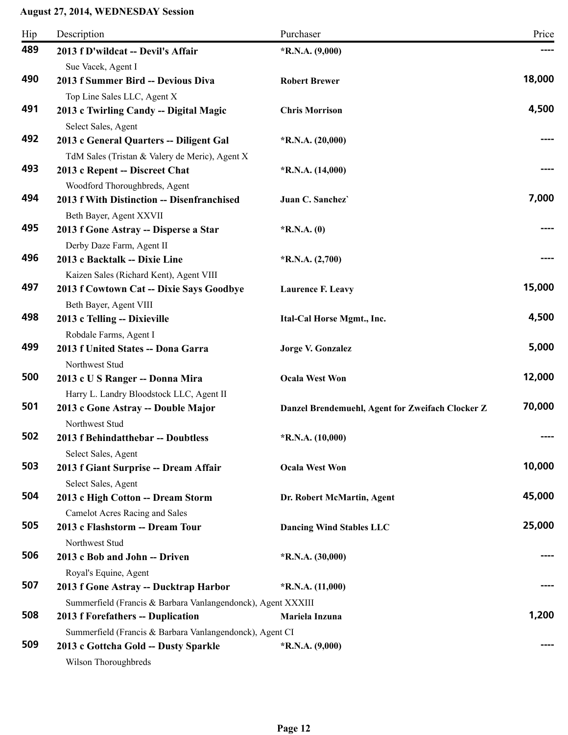**August 27, 2014, WEDNESDAY Session**

| Hip | Description | Purchaser | Price |
|---|---|---|---|
| 489 | **2013 f D'wildcat -- Devil's Affair**<br>Sue Vacek, Agent I | *R.N.A. (9,000) | ---- |
| 490 | **2013 f Summer Bird -- Devious Diva**<br>Top Line Sales LLC, Agent X | Robert Brewer | 18,000 |
| 491 | **2013 c Twirling Candy -- Digital Magic**<br>Select Sales, Agent | Chris Morrison | 4,500 |
| 492 | **2013 c General Quarters -- Diligent Gal**<br>TdM Sales (Tristan & Valery de Meric), Agent X | *R.N.A. (20,000) | ---- |
| 493 | **2013 c Repent -- Discreet Chat**<br>Woodford Thoroughbreds, Agent | *R.N.A. (14,000) | ---- |
| 494 | **2013 f With Distinction -- Disenfranchised**<br>Beth Bayer, Agent XXVII | Juan C. Sanchez` | 7,000 |
| 495 | **2013 f Gone Astray -- Disperse a Star**<br>Derby Daze Farm, Agent II | *R.N.A. (0) | ---- |
| 496 | **2013 c Backtalk -- Dixie Line**<br>Kaizen Sales (Richard Kent), Agent VIII | *R.N.A. (2,700) | ---- |
| 497 | **2013 f Cowtown Cat -- Dixie Says Goodbye**<br>Beth Bayer, Agent VIII | Laurence F. Leavy | 15,000 |
| 498 | **2013 c Telling -- Dixieville**<br>Robdale Farms, Agent I | Ital-Cal Horse Mgmt., Inc. | 4,500 |
| 499 | **2013 f United States -- Dona Garra**<br>Northwest Stud | Jorge V. Gonzalez | 5,000 |
| 500 | **2013 c U S Ranger -- Donna Mira**<br>Harry L. Landry Bloodstock LLC, Agent II | Ocala West Won | 12,000 |
| 501 | **2013 c Gone Astray -- Double Major**<br>Northwest Stud | Danzel Brendemuehl, Agent for Zweifach Clocker Z | 70,000 |
| 502 | **2013 f Behindatthebar -- Doubtless**<br>Select Sales, Agent | *R.N.A. (10,000) | ---- |
| 503 | **2013 f Giant Surprise -- Dream Affair**<br>Select Sales, Agent | Ocala West Won | 10,000 |
| 504 | **2013 c High Cotton -- Dream Storm**<br>Camelot Acres Racing and Sales | Dr. Robert McMartin, Agent | 45,000 |
| 505 | **2013 c Flashstorm -- Dream Tour**<br>Northwest Stud | Dancing Wind Stables LLC | 25,000 |
| 506 | **2013 c Bob and John -- Driven**<br>Royal's Equine, Agent | *R.N.A. (30,000) | ---- |
| 507 | **2013 f Gone Astray -- Ducktrap Harbor**<br>Summerfield (Francis & Barbara Vanlangendonck), Agent XXXIII | *R.N.A. (11,000) | ---- |
| 508 | **2013 f Forefathers -- Duplication**<br>Summerfield (Francis & Barbara Vanlangendonck), Agent CI | Mariela Inzuna | 1,200 |
| 509 | **2013 c Gottcha Gold -- Dusty Sparkle**<br>Wilson Thoroughbreds | *R.N.A. (9,000) | ---- |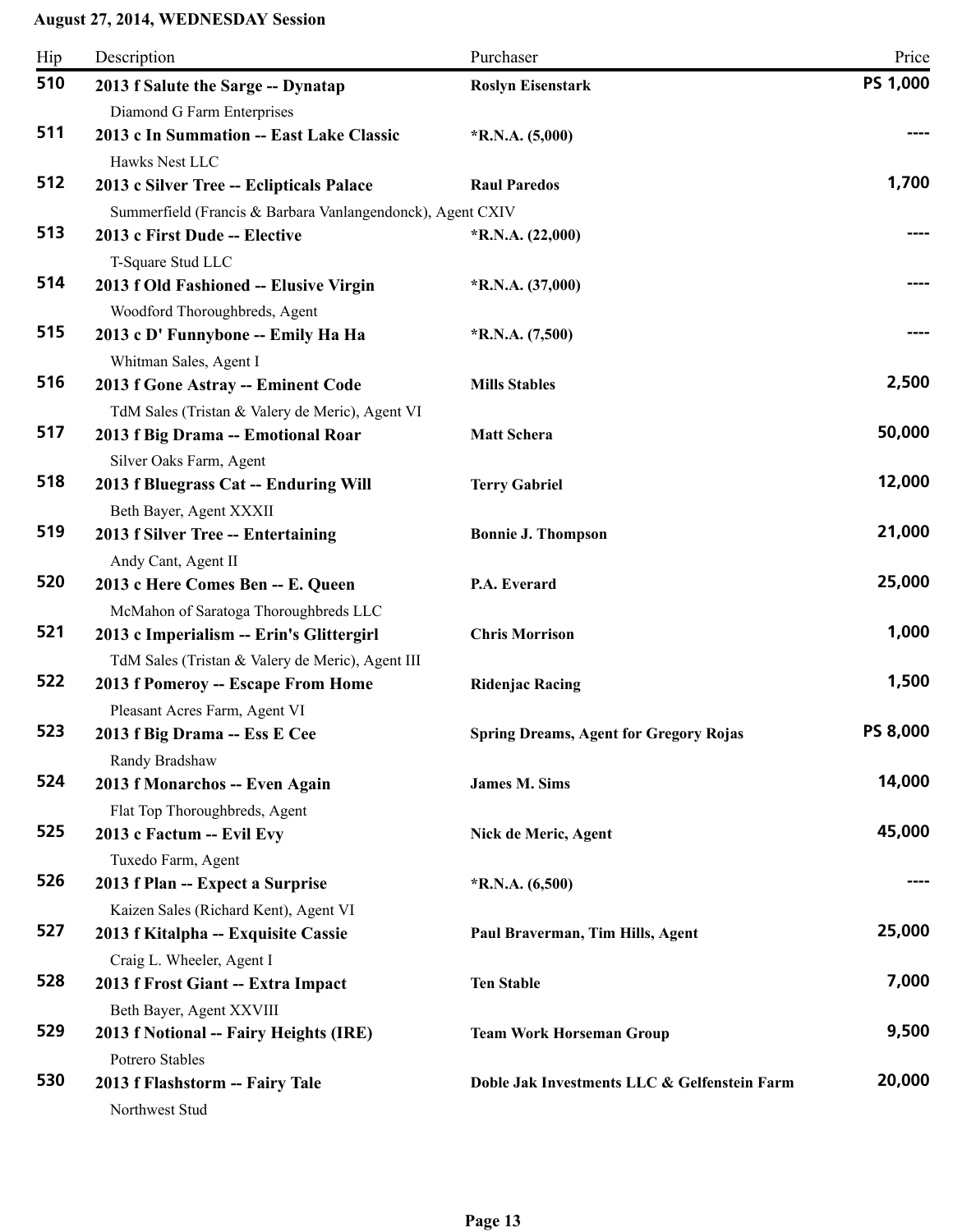**August 27, 2014, WEDNESDAY Session**

| Hip | Description | Purchaser | Price |
|---|---|---|---|
| 510 | **2013 f Salute the Sarge -- Dynatap**<br>Diamond G Farm Enterprises | **Roslyn Eisenstark** | PS 1,000 |
| 511 | **2013 c In Summation -- East Lake Classic**<br>Hawks Nest LLC | ***R.N.A. (5,000)** | ---- |
| 512 | **2013 c Silver Tree -- Eclipticals Palace**<br>Summerfield (Francis & Barbara Vanlangendonck), Agent CXIV | **Raul Paredos** | 1,700 |
| 513 | **2013 c First Dude -- Elective**<br>T-Square Stud LLC | ***R.N.A. (22,000)** | ---- |
| 514 | **2013 f Old Fashioned -- Elusive Virgin**<br>Woodford Thoroughbreds, Agent | ***R.N.A. (37,000)** | ---- |
| 515 | **2013 c D' Funnybone -- Emily Ha Ha**<br>Whitman Sales, Agent I | ***R.N.A. (7,500)** | ---- |
| 516 | **2013 f Gone Astray -- Eminent Code**<br>TdM Sales (Tristan & Valery de Meric), Agent VI | **Mills Stables** | 2,500 |
| 517 | **2013 f Big Drama -- Emotional Roar**<br>Silver Oaks Farm, Agent | **Matt Schera** | 50,000 |
| 518 | **2013 f Bluegrass Cat -- Enduring Will**<br>Beth Bayer, Agent XXXII | **Terry Gabriel** | 12,000 |
| 519 | **2013 f Silver Tree -- Entertaining**<br>Andy Cant, Agent II | **Bonnie J. Thompson** | 21,000 |
| 520 | **2013 c Here Comes Ben -- E. Queen**<br>McMahon of Saratoga Thoroughbreds LLC | **P.A. Everard** | 25,000 |
| 521 | **2013 c Imperialism -- Erin's Glittergirl**<br>TdM Sales (Tristan & Valery de Meric), Agent III | **Chris Morrison** | 1,000 |
| 522 | **2013 f Pomeroy -- Escape From Home**<br>Pleasant Acres Farm, Agent VI | **Ridenjac Racing** | 1,500 |
| 523 | **2013 f Big Drama -- Ess E Cee**<br>Randy Bradshaw | **Spring Dreams, Agent for Gregory Rojas** | PS 8,000 |
| 524 | **2013 f Monarchos -- Even Again**<br>Flat Top Thoroughbreds, Agent | **James M. Sims** | 14,000 |
| 525 | **2013 c Factum -- Evil Evy**<br>Tuxedo Farm, Agent | **Nick de Meric, Agent** | 45,000 |
| 526 | **2013 f Plan -- Expect a Surprise**<br>Kaizen Sales (Richard Kent), Agent VI | ***R.N.A. (6,500)** | ---- |
| 527 | **2013 f Kitalpha -- Exquisite Cassie**<br>Craig L. Wheeler, Agent I | **Paul Braverman, Tim Hills, Agent** | 25,000 |
| 528 | **2013 f Frost Giant -- Extra Impact**<br>Beth Bayer, Agent XXVIII | **Ten Stable** | 7,000 |
| 529 | **2013 f Notional -- Fairy Heights (IRE)**<br>Potrero Stables | **Team Work Horseman Group** | 9,500 |
| 530 | **2013 f Flashstorm -- Fairy Tale**<br>Northwest Stud | **Doble Jak Investments LLC & Gelfenstein Farm** | 20,000 |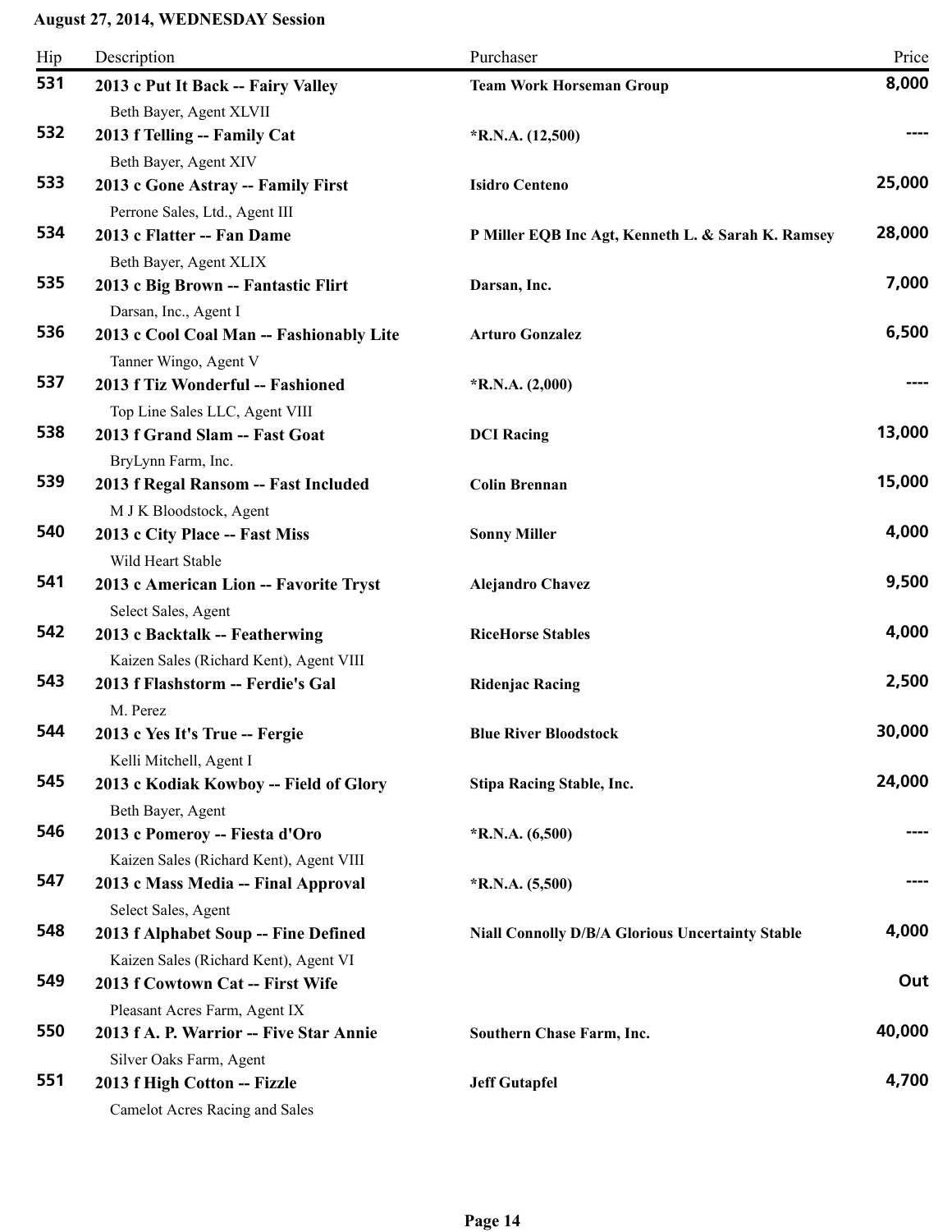**August 27, 2014, WEDNESDAY Session**

| Hip | Description | Purchaser | Price |
|---|---|---|---|
| 531 | **2013 c Put It Back -- Fairy Valley**<br>Beth Bayer, Agent XLVII | **Team Work Horseman Group** | 8,000 |
| 532 | **2013 f Telling -- Family Cat**<br>Beth Bayer, Agent XIV | ***R.N.A. (12,500)** | ---- |
| 533 | **2013 c Gone Astray -- Family First**<br>Perrone Sales, Ltd., Agent III | **Isidro Centeno** | 25,000 |
| 534 | **2013 c Flatter -- Fan Dame**<br>Beth Bayer, Agent XLIX | **P Miller EQB Inc Agt, Kenneth L. & Sarah K. Ramsey** | 28,000 |
| 535 | **2013 c Big Brown -- Fantastic Flirt**<br>Darsan, Inc., Agent I | **Darsan, Inc.** | 7,000 |
| 536 | **2013 c Cool Coal Man -- Fashionably Lite**<br>Tanner Wingo, Agent V | **Arturo Gonzalez** | 6,500 |
| 537 | **2013 f Tiz Wonderful -- Fashioned**<br>Top Line Sales LLC, Agent VIII | ***R.N.A. (2,000)** | ---- |
| 538 | **2013 f Grand Slam -- Fast Goat**<br>BryLynn Farm, Inc. | **DCI Racing** | 13,000 |
| 539 | **2013 f Regal Ransom -- Fast Included**<br>M J K Bloodstock, Agent | **Colin Brennan** | 15,000 |
| 540 | **2013 c City Place -- Fast Miss**<br>Wild Heart Stable | **Sonny Miller** | 4,000 |
| 541 | **2013 c American Lion -- Favorite Tryst**<br>Select Sales, Agent | **Alejandro Chavez** | 9,500 |
| 542 | **2013 c Backtalk -- Featherwing**<br>Kaizen Sales (Richard Kent), Agent VIII | **RiceHorse Stables** | 4,000 |
| 543 | **2013 f Flashstorm -- Ferdie's Gal**<br>M. Perez | **Ridenjac Racing** | 2,500 |
| 544 | **2013 c Yes It's True -- Fergie**<br>Kelli Mitchell, Agent I | **Blue River Bloodstock** | 30,000 |
| 545 | **2013 c Kodiak Kowboy -- Field of Glory**<br>Beth Bayer, Agent | **Stipa Racing Stable, Inc.** | 24,000 |
| 546 | **2013 c Pomeroy -- Fiesta d'Oro**<br>Kaizen Sales (Richard Kent), Agent VIII | ***R.N.A. (6,500)** | ---- |
| 547 | **2013 c Mass Media -- Final Approval**<br>Select Sales, Agent | ***R.N.A. (5,500)** | ---- |
| 548 | **2013 f Alphabet Soup -- Fine Defined**<br>Kaizen Sales (Richard Kent), Agent VI | **Niall Connolly D/B/A Glorious Uncertainty Stable** | 4,000 |
| 549 | **2013 f Cowtown Cat -- First Wife**<br>Pleasant Acres Farm, Agent IX | | Out |
| 550 | **2013 f A. P. Warrior -- Five Star Annie**<br>Silver Oaks Farm, Agent | **Southern Chase Farm, Inc.** | 40,000 |
| 551 | **2013 f High Cotton -- Fizzle**<br>Camelot Acres Racing and Sales | **Jeff Gutapfel** | 4,700 |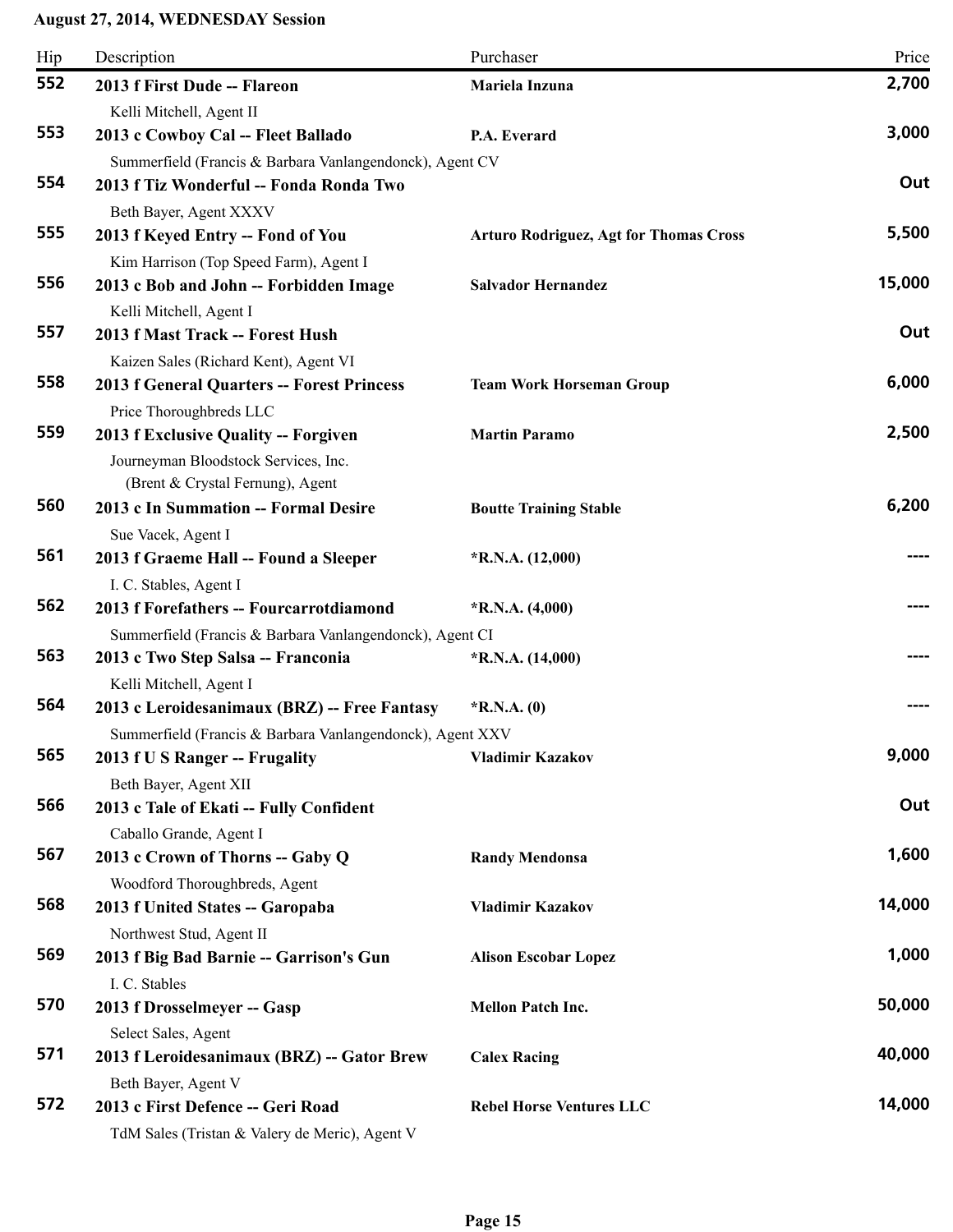**August 27, 2014, WEDNESDAY Session**

| Hip | Description | Purchaser | Price |
|---|---|---|---|
| 552 | **2013 f First Dude -- Flareon**<br>Kelli Mitchell, Agent II | **Mariela Inzuna** | **2,700** |
| 553 | **2013 c Cowboy Cal -- Fleet Ballado**<br>Summerfield (Francis & Barbara Vanlangendonck), Agent CV | **P.A. Everard** | **3,000** |
| 554 | **2013 f Tiz Wonderful -- Fonda Ronda Two**<br>Beth Bayer, Agent XXXV | | **Out** |
| 555 | **2013 f Keyed Entry -- Fond of You**<br>Kim Harrison (Top Speed Farm), Agent I | **Arturo Rodriguez, Agt for Thomas Cross** | **5,500** |
| 556 | **2013 c Bob and John -- Forbidden Image**<br>Kelli Mitchell, Agent I | **Salvador Hernandez** | **15,000** |
| 557 | **2013 f Mast Track -- Forest Hush**<br>Kaizen Sales (Richard Kent), Agent VI | | **Out** |
| 558 | **2013 f General Quarters -- Forest Princess**<br>Price Thoroughbreds LLC | **Team Work Horseman Group** | **6,000** |
| 559 | **2013 f Exclusive Quality -- Forgiven**<br>Journeyman Bloodstock Services, Inc. (Brent & Crystal Fernung), Agent | **Martin Paramo** | **2,500** |
| 560 | **2013 c In Summation -- Formal Desire**<br>Sue Vacek, Agent I | **Boutte Training Stable** | **6,200** |
| 561 | **2013 f Graeme Hall -- Found a Sleeper**<br>I. C. Stables, Agent I | ***R.N.A. (12,000)** | **----** |
| 562 | **2013 f Forefathers -- Fourcarrotdiamond**<br>Summerfield (Francis & Barbara Vanlangendonck), Agent CI | ***R.N.A. (4,000)** | **----** |
| 563 | **2013 c Two Step Salsa -- Franconia**<br>Kelli Mitchell, Agent I | ***R.N.A. (14,000)** | **----** |
| 564 | **2013 c Leroidesanimaux (BRZ) -- Free Fantasy**<br>Summerfield (Francis & Barbara Vanlangendonck), Agent XXV | ***R.N.A. (0)** | **----** |
| 565 | **2013 f U S Ranger -- Frugality**<br>Beth Bayer, Agent XII | **Vladimir Kazakov** | **9,000** |
| 566 | **2013 c Tale of Ekati -- Fully Confident**<br>Caballo Grande, Agent I | | **Out** |
| 567 | **2013 c Crown of Thorns -- Gaby Q**<br>Woodford Thoroughbreds, Agent | **Randy Mendonsa** | **1,600** |
| 568 | **2013 f United States -- Garopaba**<br>Northwest Stud, Agent II | **Vladimir Kazakov** | **14,000** |
| 569 | **2013 f Big Bad Barnie -- Garrison's Gun**<br>I. C. Stables | **Alison Escobar Lopez** | **1,000** |
| 570 | **2013 f Drosselmeyer -- Gasp**<br>Select Sales, Agent | **Mellon Patch Inc.** | **50,000** |
| 571 | **2013 f Leroidesanimaux (BRZ) -- Gator Brew**<br>Beth Bayer, Agent V | **Calex Racing** | **40,000** |
| 572 | **2013 c First Defence -- Geri Road**<br>TdM Sales (Tristan & Valery de Meric), Agent V | **Rebel Horse Ventures LLC** | **14,000** |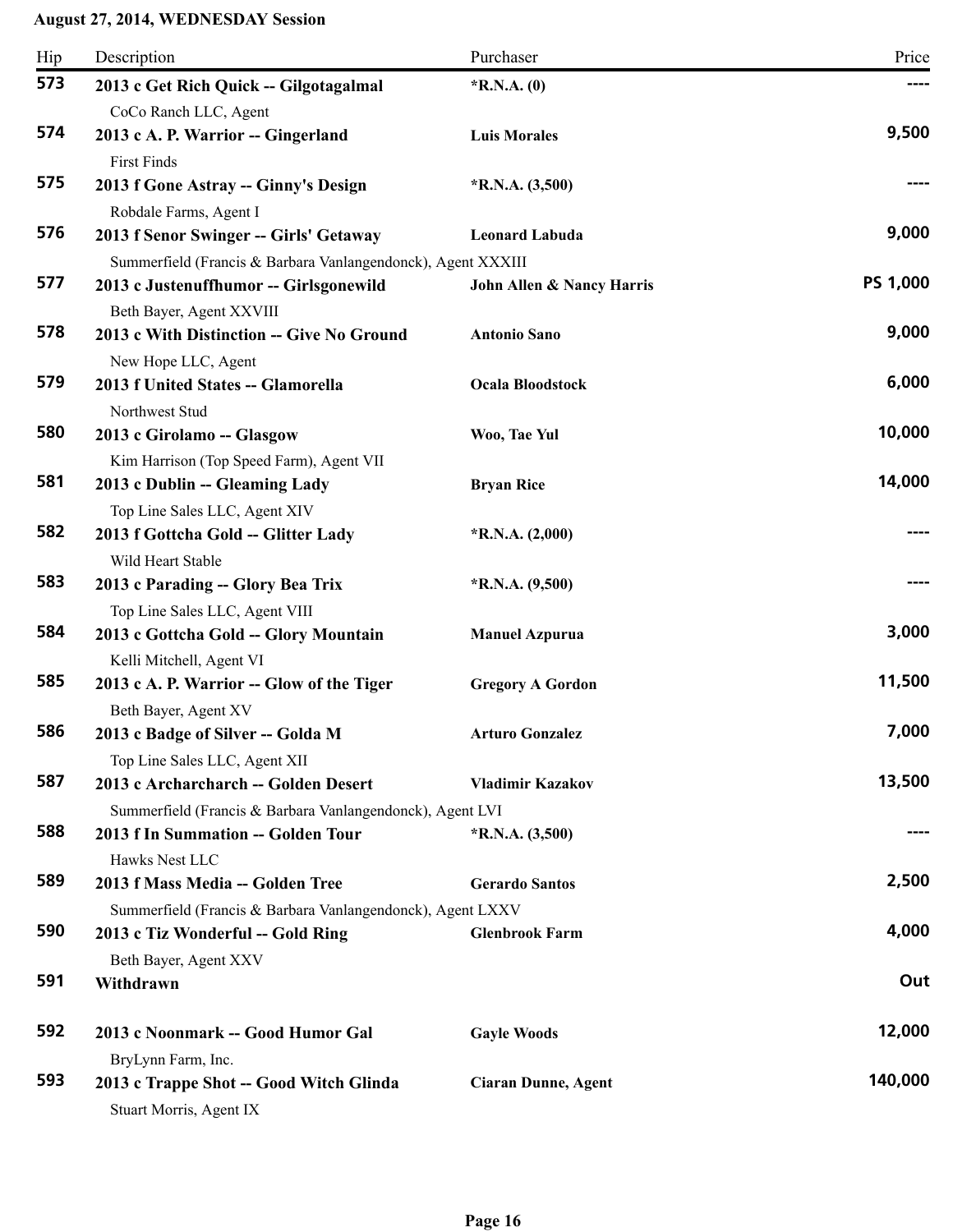**August 27, 2014, WEDNESDAY Session**

| Hip | Description | Purchaser | Price |
|---|---|---|---|
| 573 | **2013 c Get Rich Quick -- Gilgotagalmal**<br>CoCo Ranch LLC, Agent | **\*R.N.A. (0)** | ---- |
| 574 | **2013 c A. P. Warrior -- Gingerland**<br>First Finds | **Luis Morales** | 9,500 |
| 575 | **2013 f Gone Astray -- Ginny's Design**<br>Robdale Farms, Agent I | **\*R.N.A. (3,500)** | ---- |
| 576 | **2013 f Senor Swinger -- Girls' Getaway**<br>Summerfield (Francis & Barbara Vanlangendonck), Agent XXXIII | **Leonard Labuda** | 9,000 |
| 577 | **2013 c Justenuffhumor -- Girlsgonewild**<br>Beth Bayer, Agent XXVIII | **John Allen & Nancy Harris** | PS 1,000 |
| 578 | **2013 c With Distinction -- Give No Ground**<br>New Hope LLC, Agent | **Antonio Sano** | 9,000 |
| 579 | **2013 f United States -- Glamorella**<br>Northwest Stud | **Ocala Bloodstock** | 6,000 |
| 580 | **2013 c Girolamo -- Glasgow**<br>Kim Harrison (Top Speed Farm), Agent VII | **Woo, Tae Yul** | 10,000 |
| 581 | **2013 c Dublin -- Gleaming Lady**<br>Top Line Sales LLC, Agent XIV | **Bryan Rice** | 14,000 |
| 582 | **2013 f Gottcha Gold -- Glitter Lady**<br>Wild Heart Stable | **\*R.N.A. (2,000)** | ---- |
| 583 | **2013 c Parading -- Glory Bea Trix**<br>Top Line Sales LLC, Agent VIII | **\*R.N.A. (9,500)** | ---- |
| 584 | **2013 c Gottcha Gold -- Glory Mountain**<br>Kelli Mitchell, Agent VI | **Manuel Azpurua** | 3,000 |
| 585 | **2013 c A. P. Warrior -- Glow of the Tiger**<br>Beth Bayer, Agent XV | **Gregory A Gordon** | 11,500 |
| 586 | **2013 c Badge of Silver -- Golda M**<br>Top Line Sales LLC, Agent XII | **Arturo Gonzalez** | 7,000 |
| 587 | **2013 c Archarcharch -- Golden Desert**<br>Summerfield (Francis & Barbara Vanlangendonck), Agent LVI | **Vladimir Kazakov** | 13,500 |
| 588 | **2013 f In Summation -- Golden Tour**<br>Hawks Nest LLC | **\*R.N.A. (3,500)** | ---- |
| 589 | **2013 f Mass Media -- Golden Tree**<br>Summerfield (Francis & Barbara Vanlangendonck), Agent LXXV | **Gerardo Santos** | 2,500 |
| 590 | **2013 c Tiz Wonderful -- Gold Ring**<br>Beth Bayer, Agent XXV | **Glenbrook Farm** | 4,000 |
| 591 | **Withdrawn** | | Out |
| 592 | **2013 c Noonmark -- Good Humor Gal**<br>BryLynn Farm, Inc. | **Gayle Woods** | 12,000 |
| 593 | **2013 c Trappe Shot -- Good Witch Glinda**<br>Stuart Morris, Agent IX | **Ciaran Dunne, Agent** | 140,000 |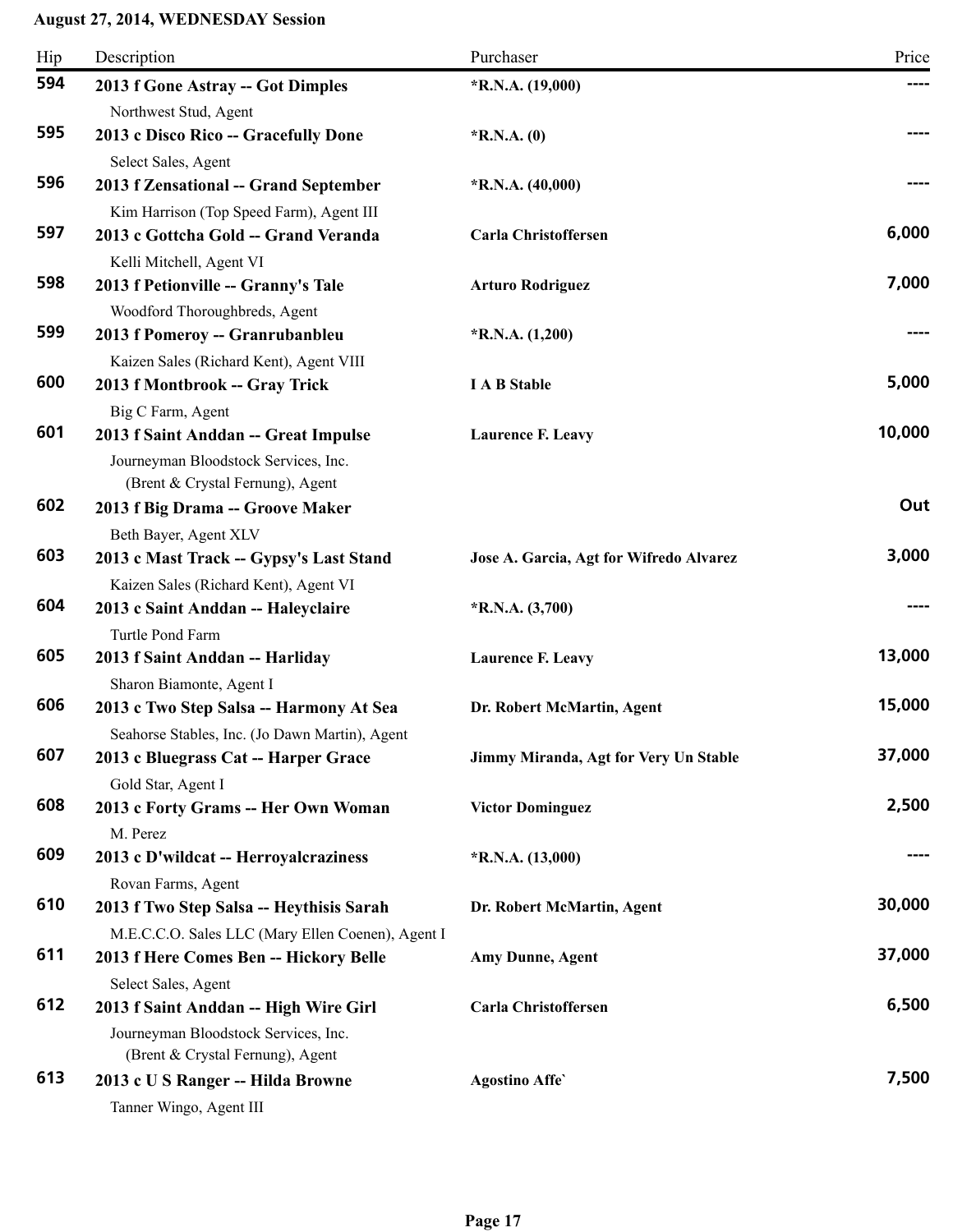**August 27, 2014, WEDNESDAY Session**

| Hip | Description | Purchaser | Price |
|---|---|---|---|
| 594 | **2013 f Gone Astray -- Got Dimples**<br>Northwest Stud, Agent | **\*R.N.A. (19,000)** | ---- |
| 595 | **2013 c Disco Rico -- Gracefully Done**<br>Select Sales, Agent | **\*R.N.A. (0)** | ---- |
| 596 | **2013 f Zensational -- Grand September**<br>Kim Harrison (Top Speed Farm), Agent III | **\*R.N.A. (40,000)** | ---- |
| 597 | **2013 c Gottcha Gold -- Grand Veranda**<br>Kelli Mitchell, Agent VI | **Carla Christoffersen** | 6,000 |
| 598 | **2013 f Petionville -- Granny's Tale**<br>Woodford Thoroughbreds, Agent | **Arturo Rodriguez** | 7,000 |
| 599 | **2013 f Pomeroy -- Granrubanbleu**<br>Kaizen Sales (Richard Kent), Agent VIII | **\*R.N.A. (1,200)** | ---- |
| 600 | **2013 f Montbrook -- Gray Trick**<br>Big C Farm, Agent | **I A B Stable** | 5,000 |
| 601 | **2013 f Saint Anddan -- Great Impulse**<br>Journeyman Bloodstock Services, Inc. (Brent & Crystal Fernung), Agent | **Laurence F. Leavy** | 10,000 |
| 602 | **2013 f Big Drama -- Groove Maker**<br>Beth Bayer, Agent XLV | | Out |
| 603 | **2013 c Mast Track -- Gypsy's Last Stand**<br>Kaizen Sales (Richard Kent), Agent VI | **Jose A. Garcia, Agt for Wifredo Alvarez** | 3,000 |
| 604 | **2013 c Saint Anddan -- Haleyclaire**<br>Turtle Pond Farm | **\*R.N.A. (3,700)** | ---- |
| 605 | **2013 f Saint Anddan -- Harliday**<br>Sharon Biamonte, Agent I | **Laurence F. Leavy** | 13,000 |
| 606 | **2013 c Two Step Salsa -- Harmony At Sea**<br>Seahorse Stables, Inc. (Jo Dawn Martin), Agent | **Dr. Robert McMartin, Agent** | 15,000 |
| 607 | **2013 c Bluegrass Cat -- Harper Grace**<br>Gold Star, Agent I | **Jimmy Miranda, Agt for Very Un Stable** | 37,000 |
| 608 | **2013 c Forty Grams -- Her Own Woman**<br>M. Perez | **Victor Dominguez** | 2,500 |
| 609 | **2013 c D'wildcat -- Herroyalcraziness**<br>Rovan Farms, Agent | **\*R.N.A. (13,000)** | ---- |
| 610 | **2013 f Two Step Salsa -- Heythisis Sarah**<br>M.E.C.C.O. Sales LLC (Mary Ellen Coenen), Agent I | **Dr. Robert McMartin, Agent** | 30,000 |
| 611 | **2013 f Here Comes Ben -- Hickory Belle**<br>Select Sales, Agent | **Amy Dunne, Agent** | 37,000 |
| 612 | **2013 f Saint Anddan -- High Wire Girl**<br>Journeyman Bloodstock Services, Inc. (Brent & Crystal Fernung), Agent | **Carla Christoffersen** | 6,500 |
| 613 | **2013 c U S Ranger -- Hilda Browne**<br>Tanner Wingo, Agent III | **Agostino Affe`** | 7,500 |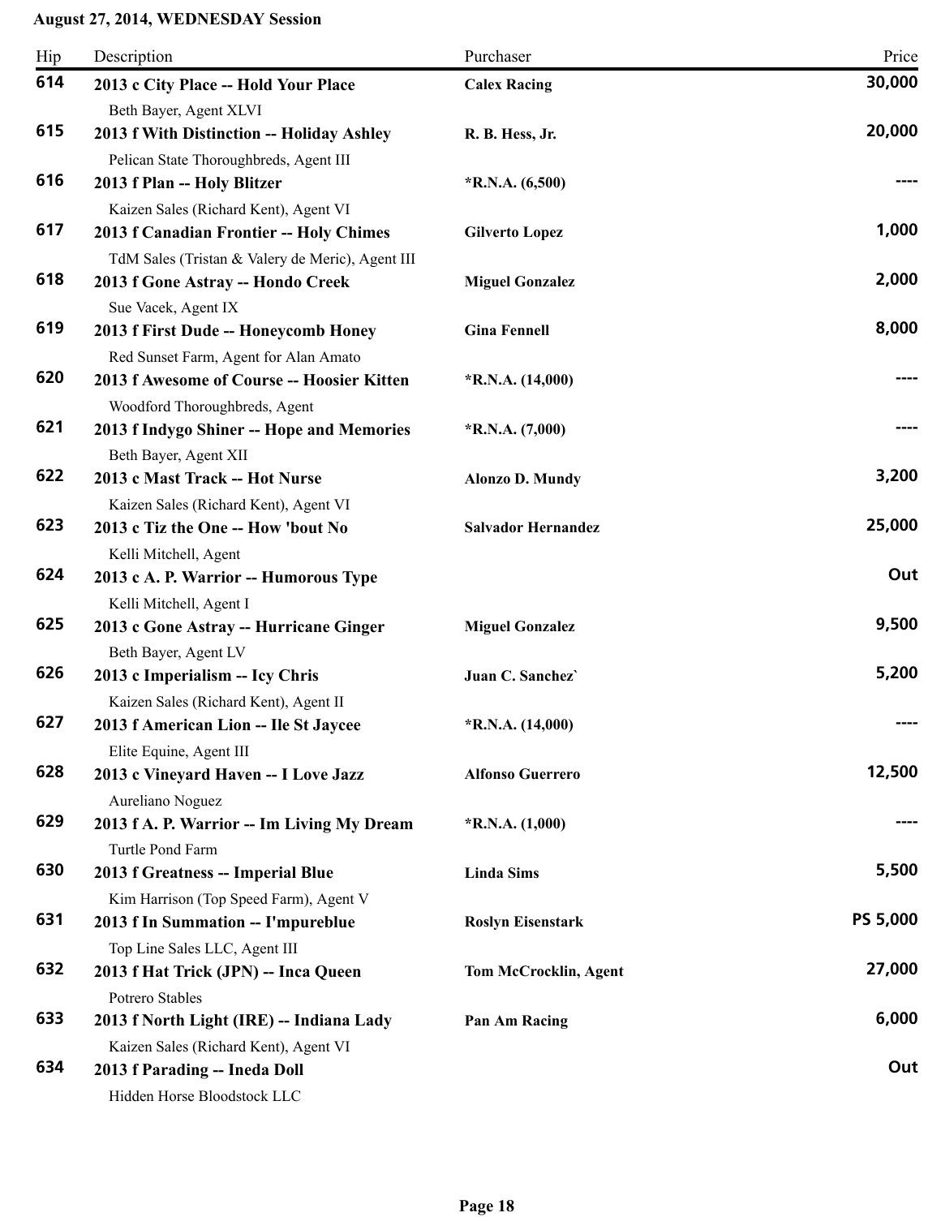**August 27, 2014, WEDNESDAY Session**

| Hip | Description | Purchaser | Price |
|---|---|---|---|
| 614 | **2013 c City Place -- Hold Your Place**<br>Beth Bayer, Agent XLVI | **Calex Racing** | **30,000** |
| 615 | **2013 f With Distinction -- Holiday Ashley**<br>Pelican State Thoroughbreds, Agent III | **R. B. Hess, Jr.** | **20,000** |
| 616 | **2013 f Plan -- Holy Blitzer**<br>Kaizen Sales (Richard Kent), Agent VI | ***R.N.A. (6,500)** | **----** |
| 617 | **2013 f Canadian Frontier -- Holy Chimes**<br>TdM Sales (Tristan & Valery de Meric), Agent III | **Gilverto Lopez** | **1,000** |
| 618 | **2013 f Gone Astray -- Hondo Creek**<br>Sue Vacek, Agent IX | **Miguel Gonzalez** | **2,000** |
| 619 | **2013 f First Dude -- Honeycomb Honey**<br>Red Sunset Farm, Agent for Alan Amato | **Gina Fennell** | **8,000** |
| 620 | **2013 f Awesome of Course -- Hoosier Kitten**<br>Woodford Thoroughbreds, Agent | ***R.N.A. (14,000)** | **----** |
| 621 | **2013 f Indygo Shiner -- Hope and Memories**<br>Beth Bayer, Agent XII | ***R.N.A. (7,000)** | **----** |
| 622 | **2013 c Mast Track -- Hot Nurse**<br>Kaizen Sales (Richard Kent), Agent VI | **Alonzo D. Mundy** | **3,200** |
| 623 | **2013 c Tiz the One -- How 'bout No**<br>Kelli Mitchell, Agent | **Salvador Hernandez** | **25,000** |
| 624 | **2013 c A. P. Warrior -- Humorous Type**<br>Kelli Mitchell, Agent I | | **Out** |
| 625 | **2013 c Gone Astray -- Hurricane Ginger**<br>Beth Bayer, Agent LV | **Miguel Gonzalez** | **9,500** |
| 626 | **2013 c Imperialism -- Icy Chris**<br>Kaizen Sales (Richard Kent), Agent II | **Juan C. Sanchez`** | **5,200** |
| 627 | **2013 f American Lion -- Ile St Jaycee**<br>Elite Equine, Agent III | ***R.N.A. (14,000)** | **----** |
| 628 | **2013 c Vineyard Haven -- I Love Jazz**<br>Aureliano Noguez | **Alfonso Guerrero** | **12,500** |
| 629 | **2013 f A. P. Warrior -- Im Living My Dream**<br>Turtle Pond Farm | ***R.N.A. (1,000)** | **----** |
| 630 | **2013 f Greatness -- Imperial Blue**<br>Kim Harrison (Top Speed Farm), Agent V | **Linda Sims** | **5,500** |
| 631 | **2013 f In Summation -- I'mpureblue**<br>Top Line Sales LLC, Agent III | **Roslyn Eisenstark** | **PS 5,000** |
| 632 | **2013 f Hat Trick (JPN) -- Inca Queen**<br>Potrero Stables | **Tom McCrocklin, Agent** | **27,000** |
| 633 | **2013 f North Light (IRE) -- Indiana Lady**<br>Kaizen Sales (Richard Kent), Agent VI | **Pan Am Racing** | **6,000** |
| 634 | **2013 f Parading -- Ineda Doll**<br>Hidden Horse Bloodstock LLC | | **Out** |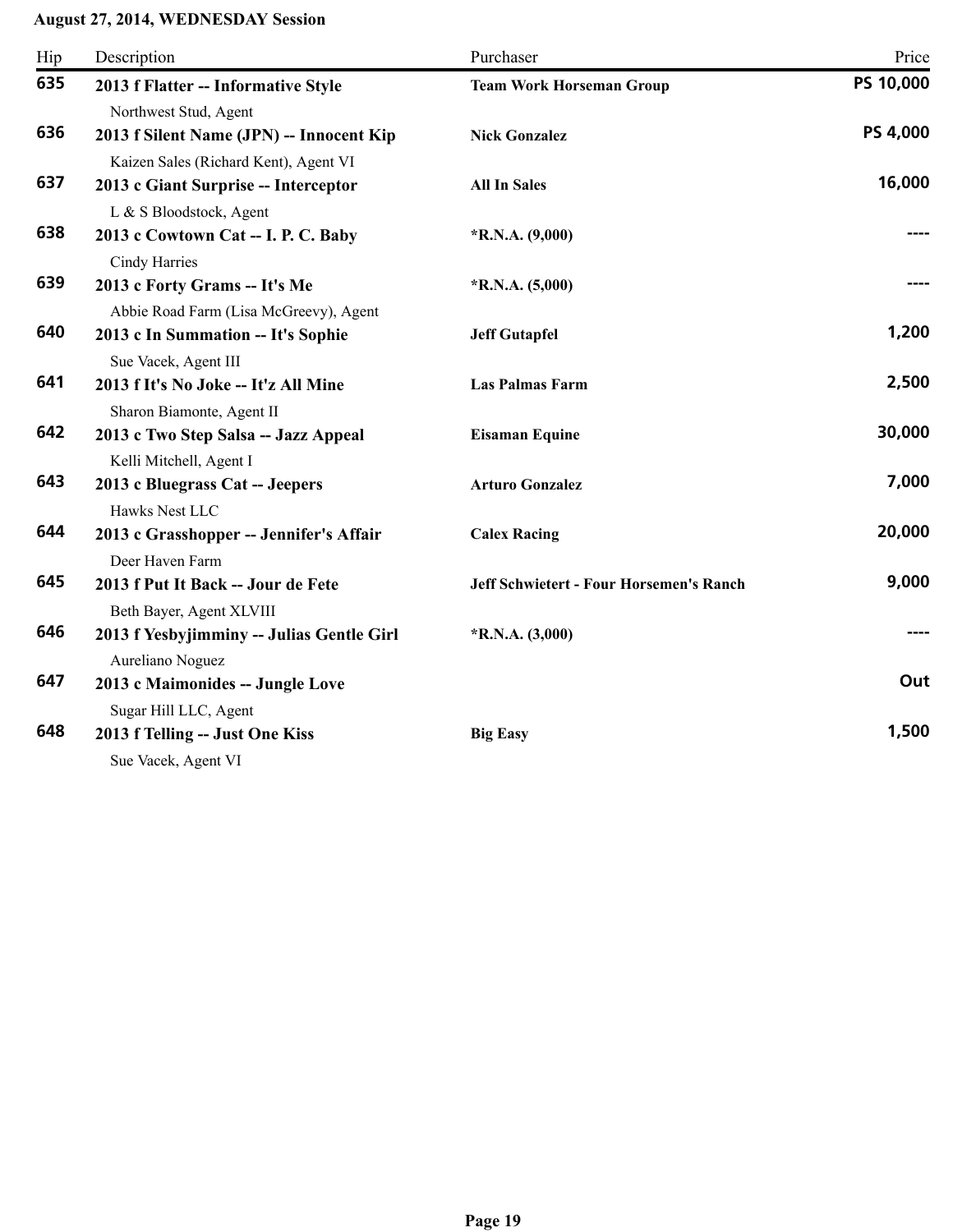**August 27, 2014, WEDNESDAY Session**

| Hip | Description | Purchaser | Price |
|---|---|---|---|
| **635** | **2013 f Flatter -- Informative Style**<br>Northwest Stud, Agent | **Team Work Horseman Group** | **PS 10,000** |
| **636** | **2013 f Silent Name (JPN) -- Innocent Kip**<br>Kaizen Sales (Richard Kent), Agent VI | **Nick Gonzalez** | **PS 4,000** |
| **637** | **2013 c Giant Surprise -- Interceptor**<br>L & S Bloodstock, Agent | **All In Sales** | **16,000** |
| **638** | **2013 c Cowtown Cat -- I. P. C. Baby**<br>Cindy Harries | ***R.N.A. (9,000)** | **----** |
| **639** | **2013 c Forty Grams -- It's Me**<br>Abbie Road Farm (Lisa McGreevy), Agent | ***R.N.A. (5,000)** | **----** |
| **640** | **2013 c In Summation -- It's Sophie**<br>Sue Vacek, Agent III | **Jeff Gutapfel** | **1,200** |
| **641** | **2013 f It's No Joke -- It'z All Mine**<br>Sharon Biamonte, Agent II | **Las Palmas Farm** | **2,500** |
| **642** | **2013 c Two Step Salsa -- Jazz Appeal**<br>Kelli Mitchell, Agent I | **Eisaman Equine** | **30,000** |
| **643** | **2013 c Bluegrass Cat -- Jeepers**<br>Hawks Nest LLC | **Arturo Gonzalez** | **7,000** |
| **644** | **2013 c Grasshopper -- Jennifer's Affair**<br>Deer Haven Farm | **Calex Racing** | **20,000** |
| **645** | **2013 f Put It Back -- Jour de Fete**<br>Beth Bayer, Agent XLVIII | **Jeff Schwietert - Four Horsemen's Ranch** | **9,000** |
| **646** | **2013 f Yesbyjimminy -- Julias Gentle Girl**<br>Aureliano Noguez | ***R.N.A. (3,000)** | **----** |
| **647** | **2013 c Maimonides -- Jungle Love**<br>Sugar Hill LLC, Agent | | **Out** |
| **648** | **2013 f Telling -- Just One Kiss**<br>Sue Vacek, Agent VI | **Big Easy** | **1,500** |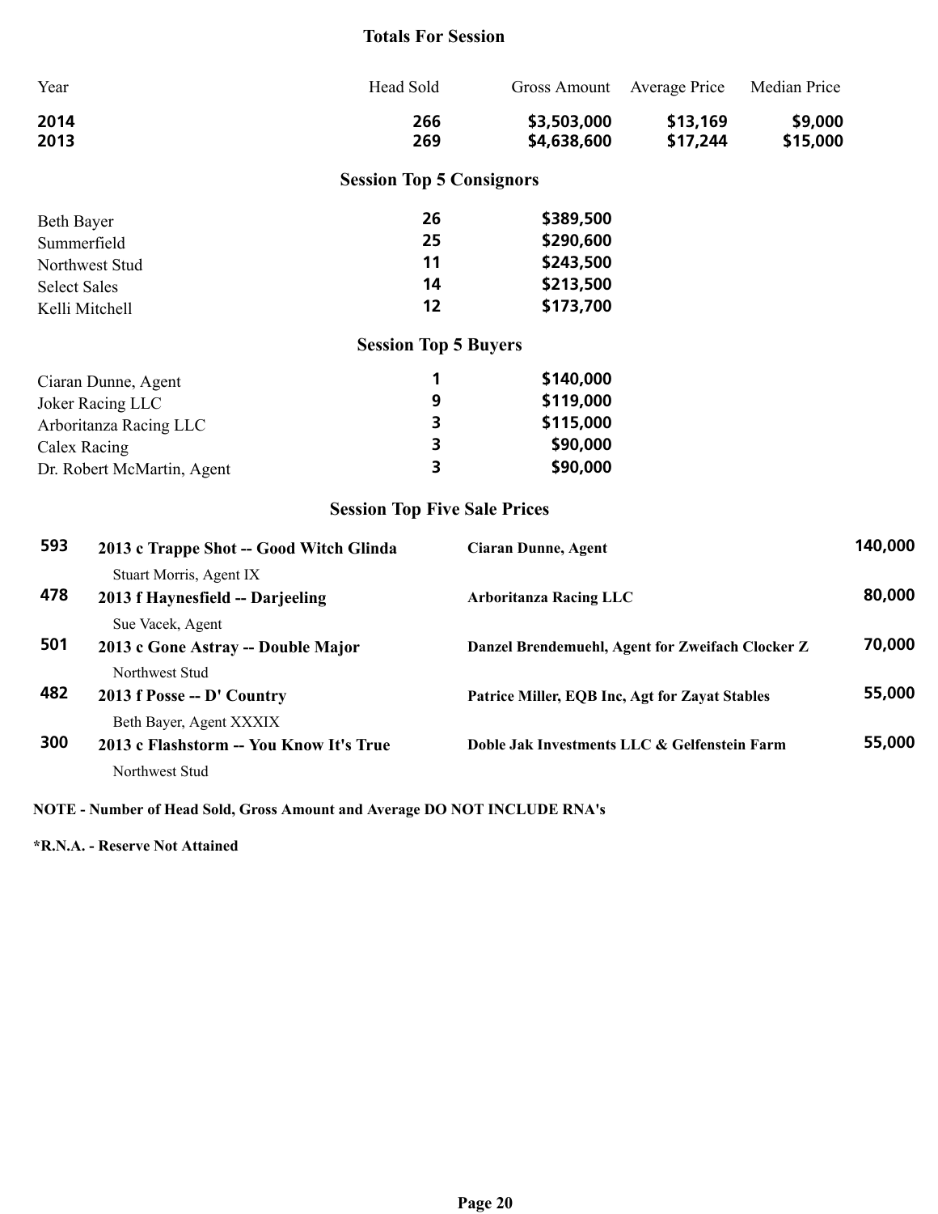## Totals For Session

| Year | Head Sold | Gross Amount | Average Price | Median Price |
|---|---|---|---|---|
| **2014** | **266** | **$3,503,000** | **$13,169** | **$9,000** |
| **2013** | **269** | **$4,638,600** | **$17,244** | **$15,000** |

## Session Top 5 Consignors

| | | |
|---|---|---|
| Beth Bayer | **26** | **$389,500** |
| Summerfield | **25** | **$290,600** |
| Northwest Stud | **11** | **$243,500** |
| Select Sales | **14** | **$213,500** |
| Kelli Mitchell | **12** | **$173,700** |

## Session Top 5 Buyers

| | | |
|---|---|---|
| Ciaran Dunne, Agent | **1** | **$140,000** |
| Joker Racing LLC | **9** | **$119,000** |
| Arboritanza Racing LLC | **3** | **$115,000** |
| Calex Racing | **3** | **$90,000** |
| Dr. Robert McMartin, Agent | **3** | **$90,000** |

## Session Top Five Sale Prices

| | | | |
|---|---|---|---|
| **593** | **2013 c Trappe Shot -- Good Witch Glinda**<br>Stuart Morris, Agent IX | **Ciaran Dunne, Agent** | **140,000** |
| **478** | **2013 f Haynesfield -- Darjeeling**<br>Sue Vacek, Agent | **Arboritanza Racing LLC** | **80,000** |
| **501** | **2013 c Gone Astray -- Double Major**<br>Northwest Stud | **Danzel Brendemuehl, Agent for Zweifach Clocker Z** | **70,000** |
| **482** | **2013 f Posse -- D' Country**<br>Beth Bayer, Agent XXXIX | **Patrice Miller, EQB Inc, Agt for Zayat Stables** | **55,000** |
| **300** | **2013 c Flashstorm -- You Know It's True**<br>Northwest Stud | **Doble Jak Investments LLC & Gelfenstein Farm** | **55,000** |

**NOTE - Number of Head Sold, Gross Amount and Average DO NOT INCLUDE RNA's**

**\*R.N.A. - Reserve Not Attained**